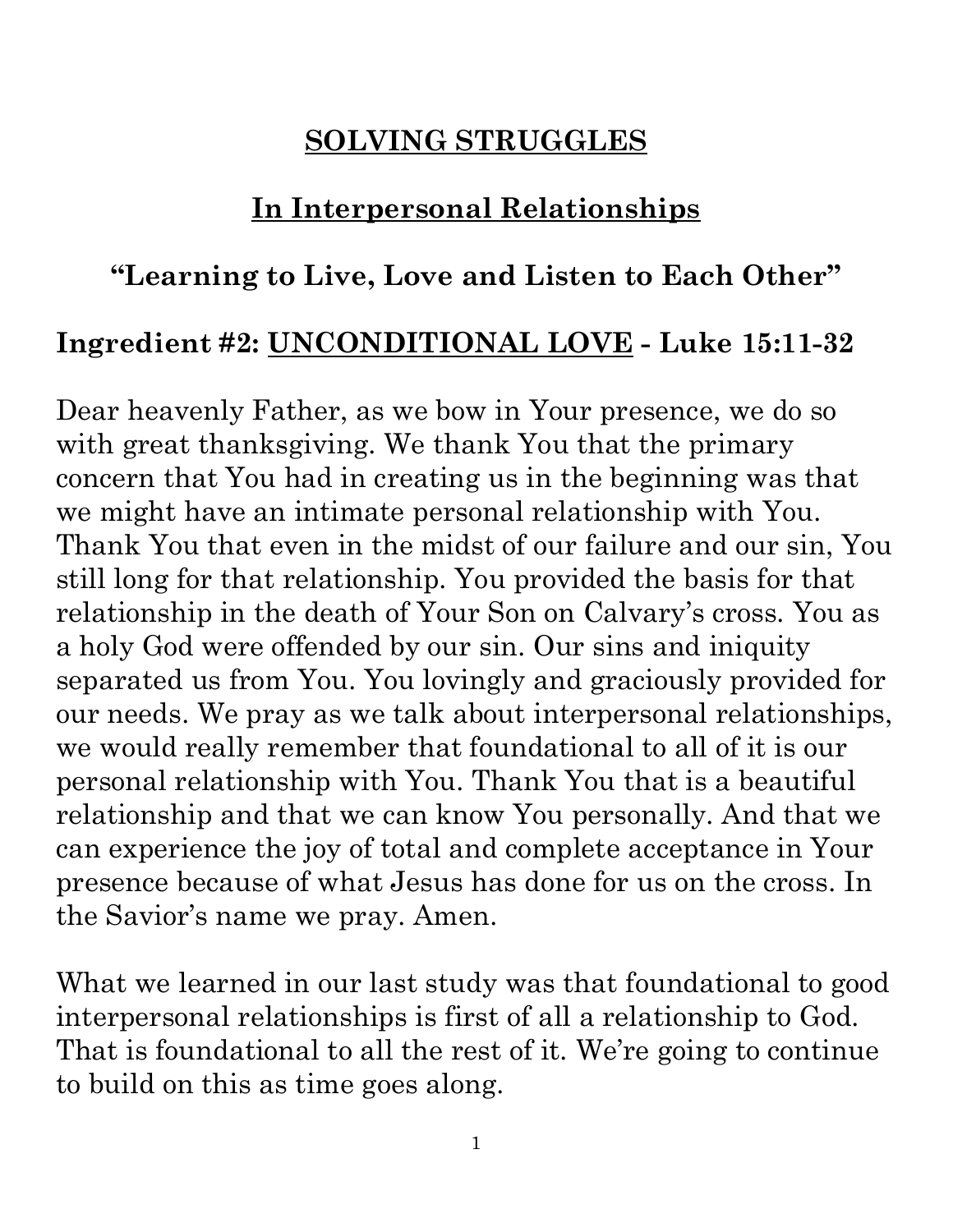# <u>SOLVING STRUGGLES</u>

## <u>In Interpersonal Relationships</u>

### "Learning to Live, Love and Listen to Each Other"

**Ingredient #2: <u>UNCONDITIONAL LOVE</u> - Luke 15:11-32**

Dear heavenly Father, as we bow in Your presence, we do so with great thanksgiving. We thank You that the primary concern that You had in creating us in the beginning was that we might have an intimate personal relationship with You. Thank You that even in the midst of our failure and our sin, You still long for that relationship. You provided the basis for that relationship in the death of Your Son on Calvary's cross. You as a holy God were offended by our sin. Our sins and iniquity separated us from You. You lovingly and graciously provided for our needs. We pray as we talk about interpersonal relationships, we would really remember that foundational to all of it is our personal relationship with You. Thank You that is a beautiful relationship and that we can know You personally. And that we can experience the joy of total and complete acceptance in Your presence because of what Jesus has done for us on the cross. In the Savior's name we pray. Amen.

What we learned in our last study was that foundational to good interpersonal relationships is first of all a relationship to God. That is foundational to all the rest of it. We're going to continue to build on this as time goes along.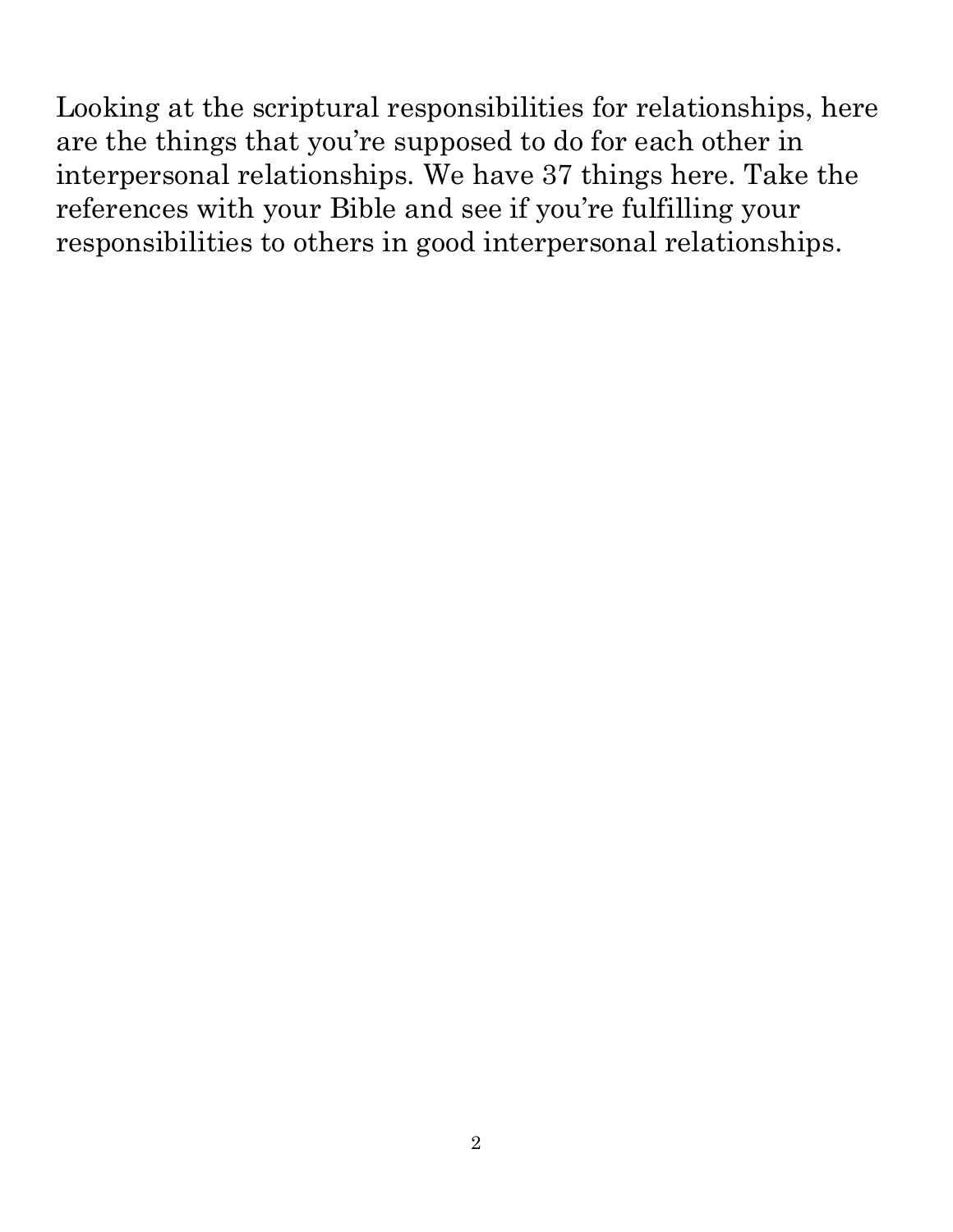Looking at the scriptural responsibilities for relationships, here are the things that you're supposed to do for each other in interpersonal relationships. We have 37 things here. Take the references with your Bible and see if you're fulfilling your responsibilities to others in good interpersonal relationships.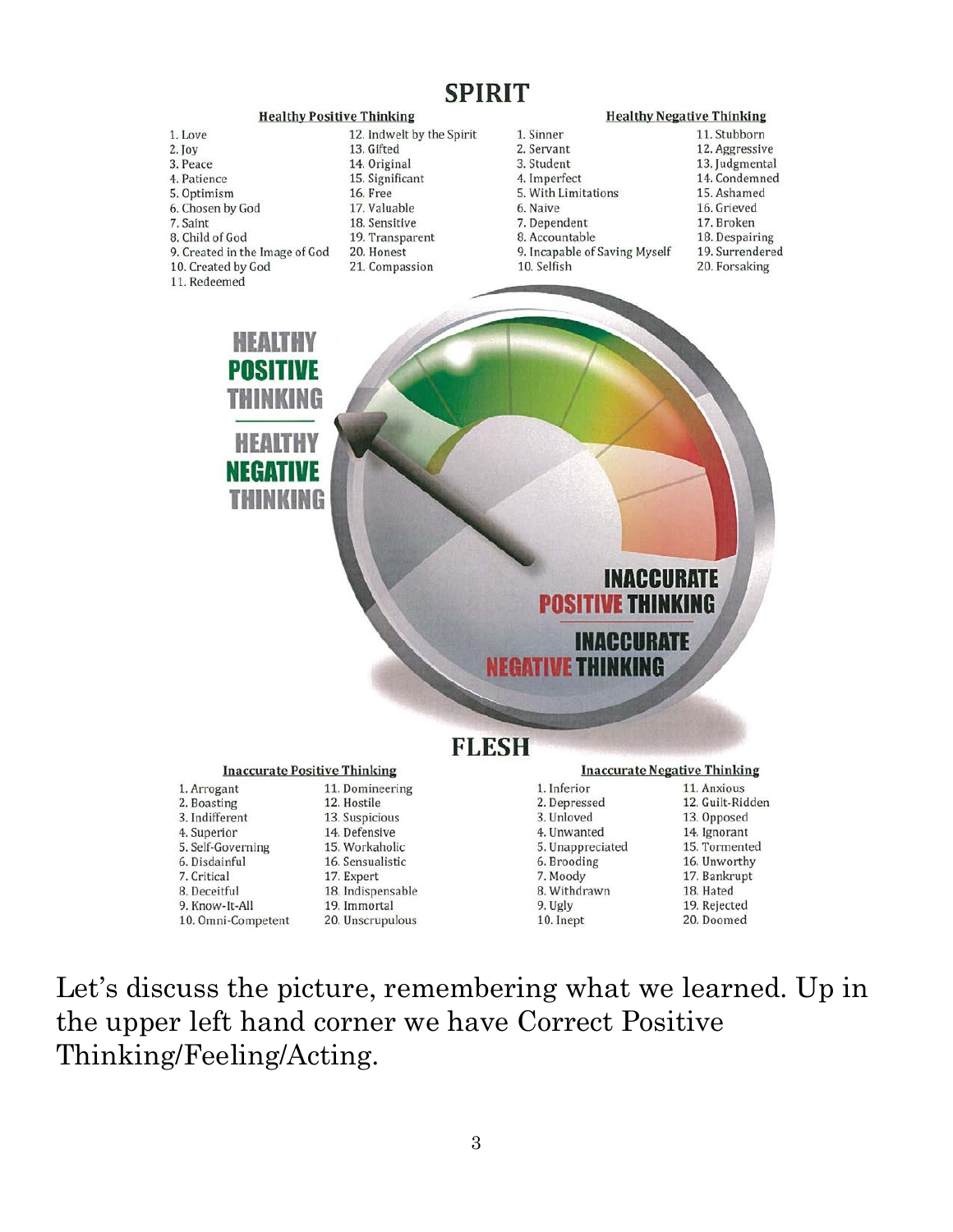## SPIRIT

**Healthy Positive Thinking**

1. Love
2. Joy
3. Peace
4. Patience
5. Optimism
6. Chosen by God
7. Saint
8. Child of God
9. Created in the Image of God
10. Created by God
11. Redeemed
12. Indwelt by the Spirit
13. Gifted
14. Original
15. Significant
16. Free
17. Valuable
18. Sensitive
19. Transparent
20. Honest
21. Compassion

**Healthy Negative Thinking**

1. Sinner
2. Servant
3. Student
4. Imperfect
5. With Limitations
6. Naive
7. Dependent
8. Accountable
9. Incapable of Saving Myself
10. Selfish
11. Stubborn
12. Aggressive
13. Judgmental
14. Condemned
15. Ashamed
16. Grieved
17. Broken
18. Despairing
19. Surrendered
20. Forsaking

HEALTHY POSITIVE THINKING

HEALTHY NEGATIVE THINKING

INACCURATE POSITIVE THINKING

INACCURATE NEGATIVE THINKING

## FLESH

**Inaccurate Positive Thinking**

1. Arrogant
2. Boasting
3. Indifferent
4. Superior
5. Self-Governing
6. Disdainful
7. Critical
8. Deceitful
9. Know-It-All
10. Omni-Competent
11. Domineering
12. Hostile
13. Suspicious
14. Defensive
15. Workaholic
16. Sensualistic
17. Expert
18. Indispensable
19. Immortal
20. Unscrupulous

**Inaccurate Negative Thinking**

1. Inferior
2. Depressed
3. Unloved
4. Unwanted
5. Unappreciated
6. Brooding
7. Moody
8. Withdrawn
9. Ugly
10. Inept
11. Anxious
12. Guilt-Ridden
13. Opposed
14. Ignorant
15. Tormented
16. Unworthy
17. Bankrupt
18. Hated
19. Rejected
20. Doomed

Let's discuss the picture, remembering what we learned. Up in the upper left hand corner we have Correct Positive Thinking/Feeling/Acting.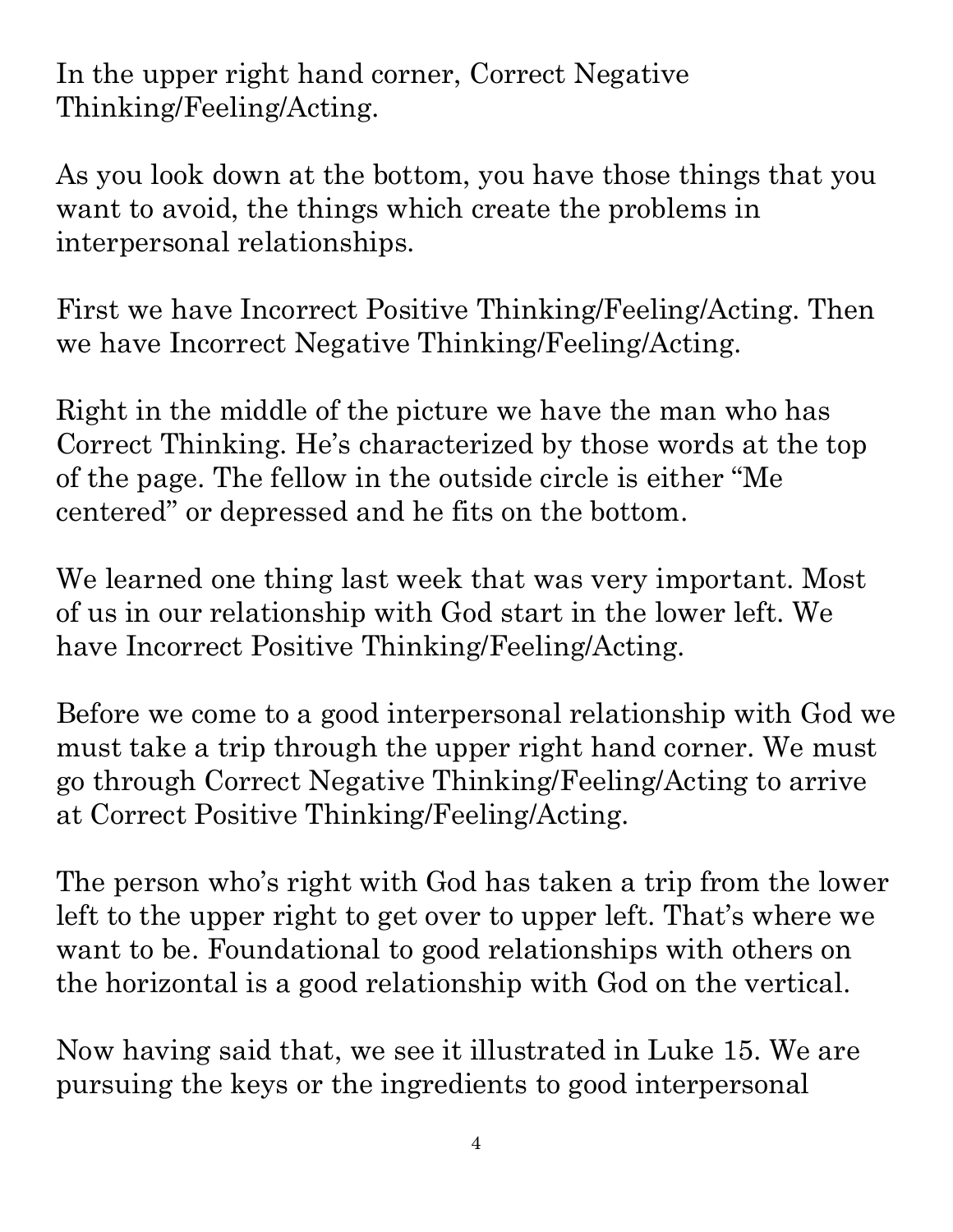In the upper right hand corner, Correct Negative Thinking/Feeling/Acting.

As you look down at the bottom, you have those things that you want to avoid, the things which create the problems in interpersonal relationships.

First we have Incorrect Positive Thinking/Feeling/Acting. Then we have Incorrect Negative Thinking/Feeling/Acting.

Right in the middle of the picture we have the man who has Correct Thinking. He's characterized by those words at the top of the page. The fellow in the outside circle is either "Me centered" or depressed and he fits on the bottom.

We learned one thing last week that was very important. Most of us in our relationship with God start in the lower left. We have Incorrect Positive Thinking/Feeling/Acting.

Before we come to a good interpersonal relationship with God we must take a trip through the upper right hand corner. We must go through Correct Negative Thinking/Feeling/Acting to arrive at Correct Positive Thinking/Feeling/Acting.

The person who's right with God has taken a trip from the lower left to the upper right to get over to upper left. That's where we want to be. Foundational to good relationships with others on the horizontal is a good relationship with God on the vertical.

Now having said that, we see it illustrated in Luke 15. We are pursuing the keys or the ingredients to good interpersonal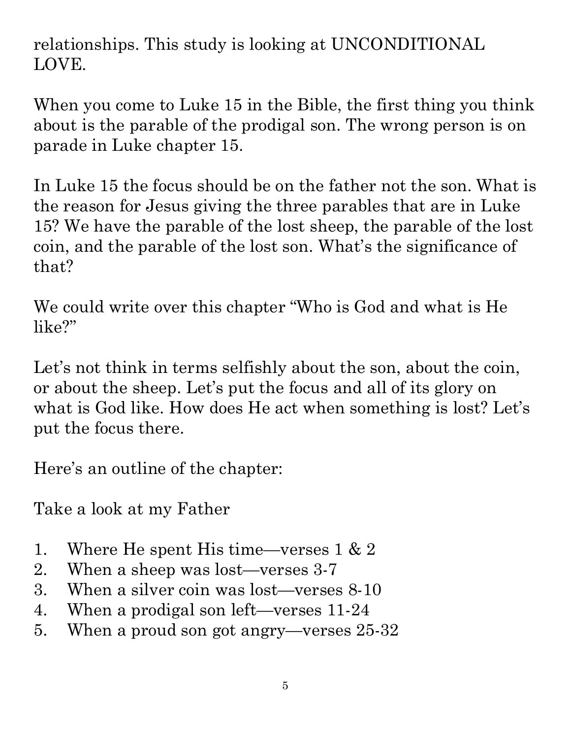relationships. This study is looking at UNCONDITIONAL LOVE.

When you come to Luke 15 in the Bible, the first thing you think about is the parable of the prodigal son. The wrong person is on parade in Luke chapter 15.

In Luke 15 the focus should be on the father not the son. What is the reason for Jesus giving the three parables that are in Luke 15? We have the parable of the lost sheep, the parable of the lost coin, and the parable of the lost son. What's the significance of that?

We could write over this chapter "Who is God and what is He like?"

Let's not think in terms selfishly about the son, about the coin, or about the sheep. Let's put the focus and all of its glory on what is God like. How does He act when something is lost? Let's put the focus there.

Here's an outline of the chapter:

Take a look at my Father

1. Where He spent His time—verses 1 & 2
2. When a sheep was lost—verses 3-7
3. When a silver coin was lost—verses 8-10
4. When a prodigal son left—verses 11-24
5. When a proud son got angry—verses 25-32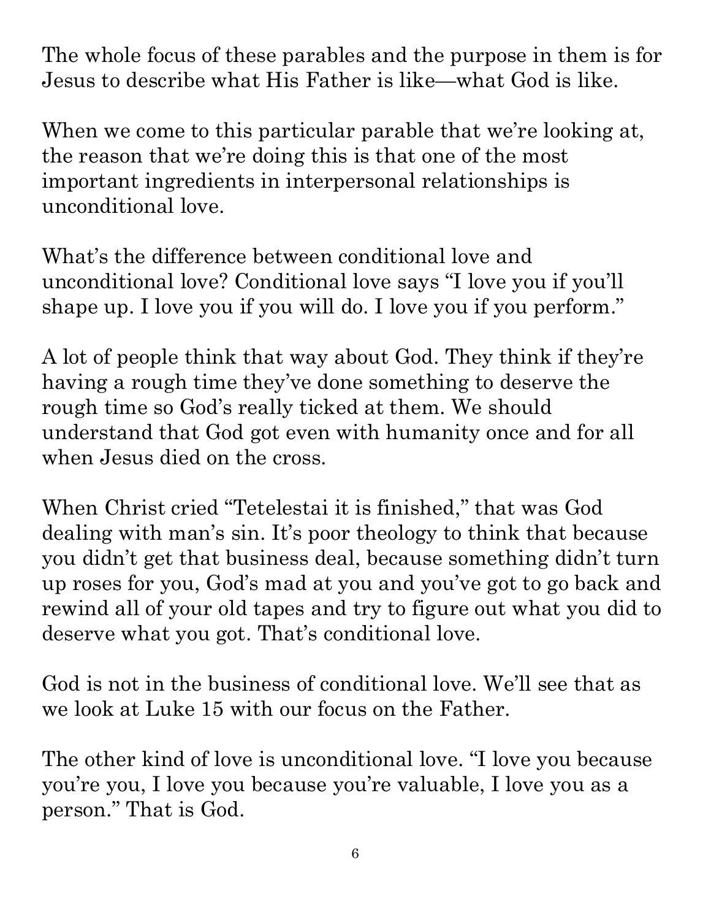The whole focus of these parables and the purpose in them is for Jesus to describe what His Father is like—what God is like.

When we come to this particular parable that we're looking at, the reason that we're doing this is that one of the most important ingredients in interpersonal relationships is unconditional love.

What's the difference between conditional love and unconditional love? Conditional love says "I love you if you'll shape up. I love you if you will do. I love you if you perform."

A lot of people think that way about God. They think if they're having a rough time they've done something to deserve the rough time so God's really ticked at them. We should understand that God got even with humanity once and for all when Jesus died on the cross.

When Christ cried "Tetelestai it is finished," that was God dealing with man's sin. It's poor theology to think that because you didn't get that business deal, because something didn't turn up roses for you, God's mad at you and you've got to go back and rewind all of your old tapes and try to figure out what you did to deserve what you got. That's conditional love.

God is not in the business of conditional love. We'll see that as we look at Luke 15 with our focus on the Father.

The other kind of love is unconditional love. "I love you because you're you, I love you because you're valuable, I love you as a person." That is God.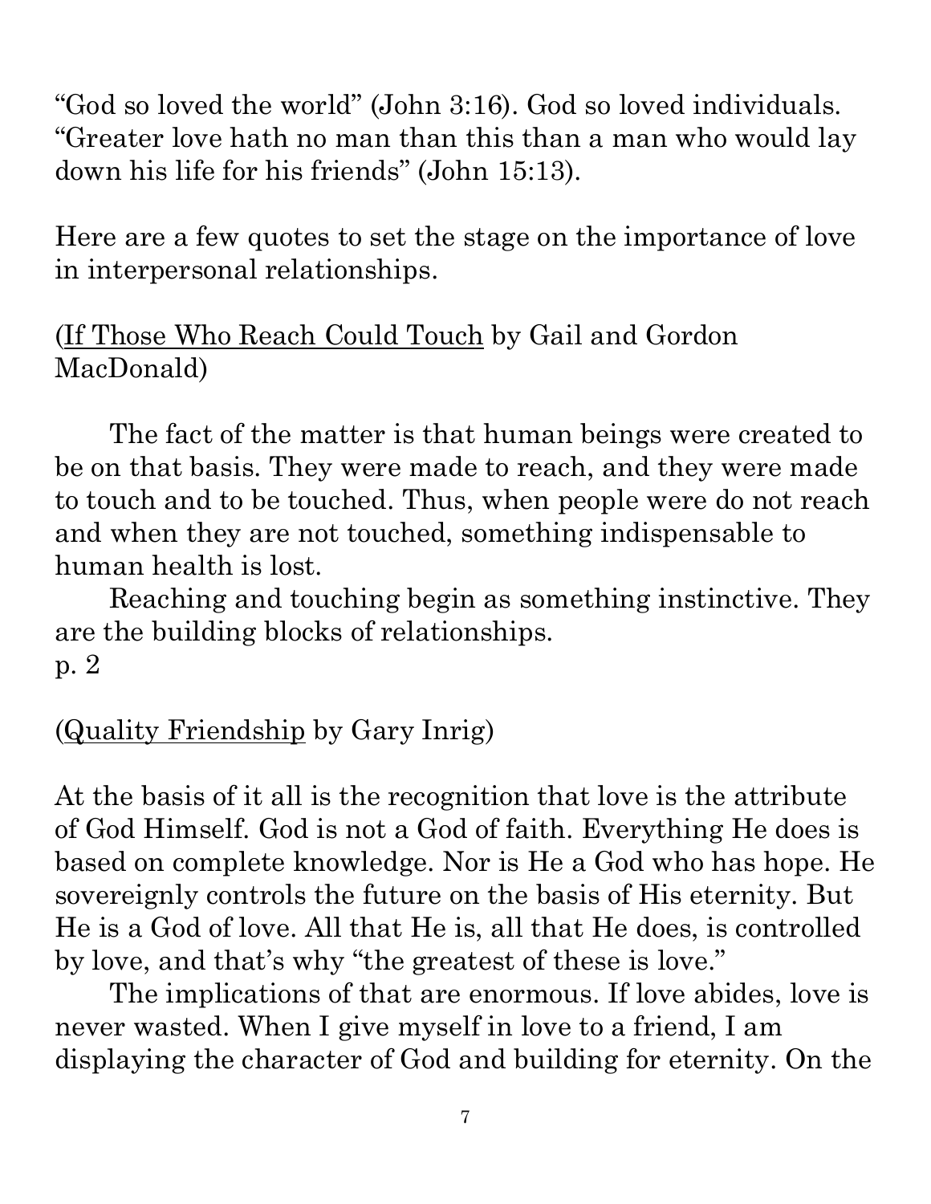"God so loved the world" (John 3:16). God so loved individuals. "Greater love hath no man than this than a man who would lay down his life for his friends" (John 15:13).

Here are a few quotes to set the stage on the importance of love in interpersonal relationships.

(<u>If Those Who Reach Could Touch</u> by Gail and Gordon MacDonald)

The fact of the matter is that human beings were created to be on that basis. They were made to reach, and they were made to touch and to be touched. Thus, when people were do not reach and when they are not touched, something indispensable to human health is lost.

Reaching and touching begin as something instinctive. They are the building blocks of relationships.
p. 2

(<u>Quality Friendship</u> by Gary Inrig)

At the basis of it all is the recognition that love is the attribute of God Himself. God is not a God of faith. Everything He does is based on complete knowledge. Nor is He a God who has hope. He sovereignly controls the future on the basis of His eternity. But He is a God of love. All that He is, all that He does, is controlled by love, and that's why "the greatest of these is love."

The implications of that are enormous. If love abides, love is never wasted. When I give myself in love to a friend, I am displaying the character of God and building for eternity. On the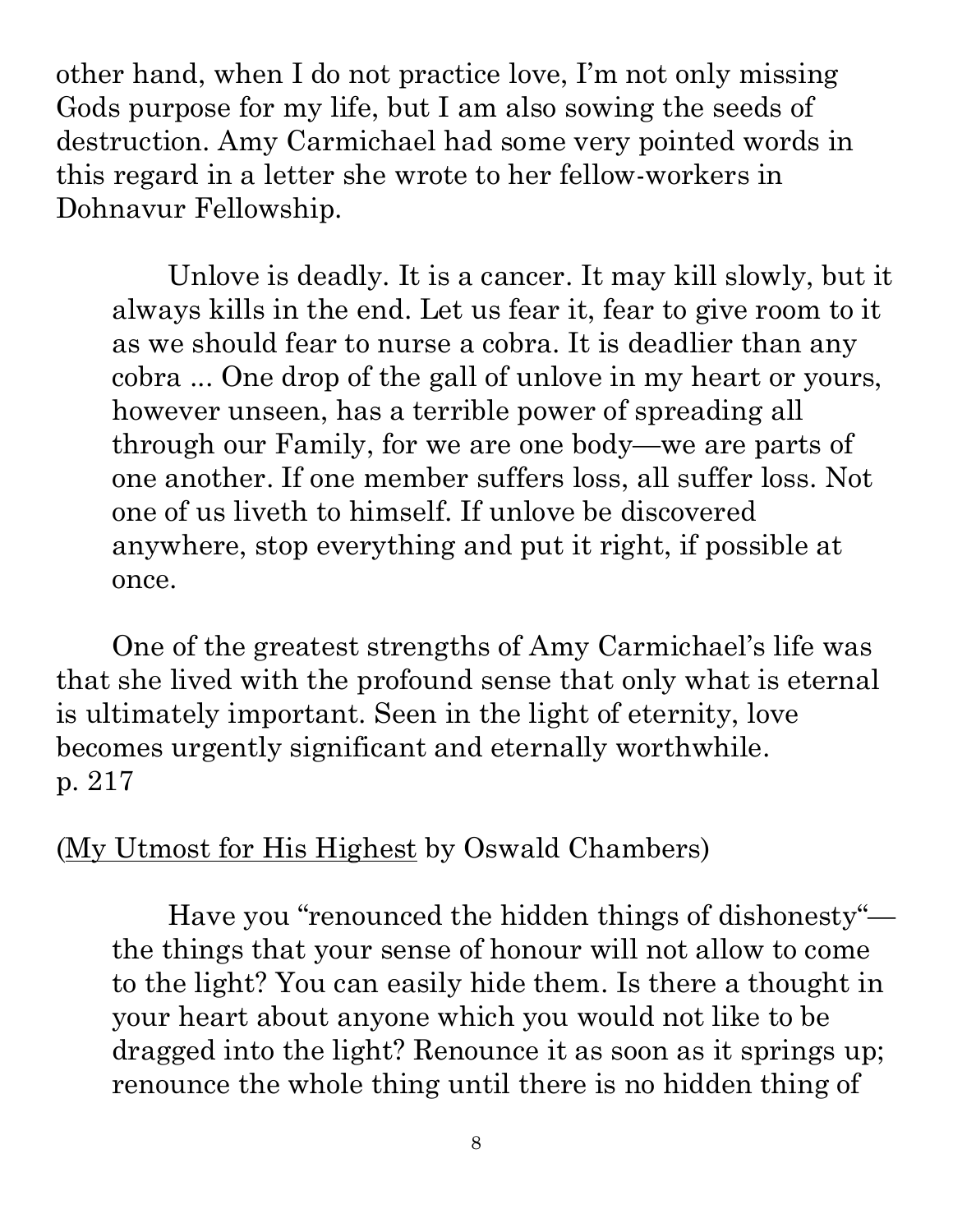other hand, when I do not practice love, I'm not only missing Gods purpose for my life, but I am also sowing the seeds of destruction. Amy Carmichael had some very pointed words in this regard in a letter she wrote to her fellow-workers in Dohnavur Fellowship.

> Unlove is deadly. It is a cancer. It may kill slowly, but it always kills in the end. Let us fear it, fear to give room to it as we should fear to nurse a cobra. It is deadlier than any cobra ... One drop of the gall of unlove in my heart or yours, however unseen, has a terrible power of spreading all through our Family, for we are one body—we are parts of one another. If one member suffers loss, all suffer loss. Not one of us liveth to himself. If unlove be discovered anywhere, stop everything and put it right, if possible at once.

One of the greatest strengths of Amy Carmichael's life was that she lived with the profound sense that only what is eternal is ultimately important. Seen in the light of eternity, love becomes urgently significant and eternally worthwhile.
p. 217

(<u>My Utmost for His Highest</u> by Oswald Chambers)

> Have you "renounced the hidden things of dishonesty"— the things that your sense of honour will not allow to come to the light? You can easily hide them. Is there a thought in your heart about anyone which you would not like to be dragged into the light? Renounce it as soon as it springs up; renounce the whole thing until there is no hidden thing of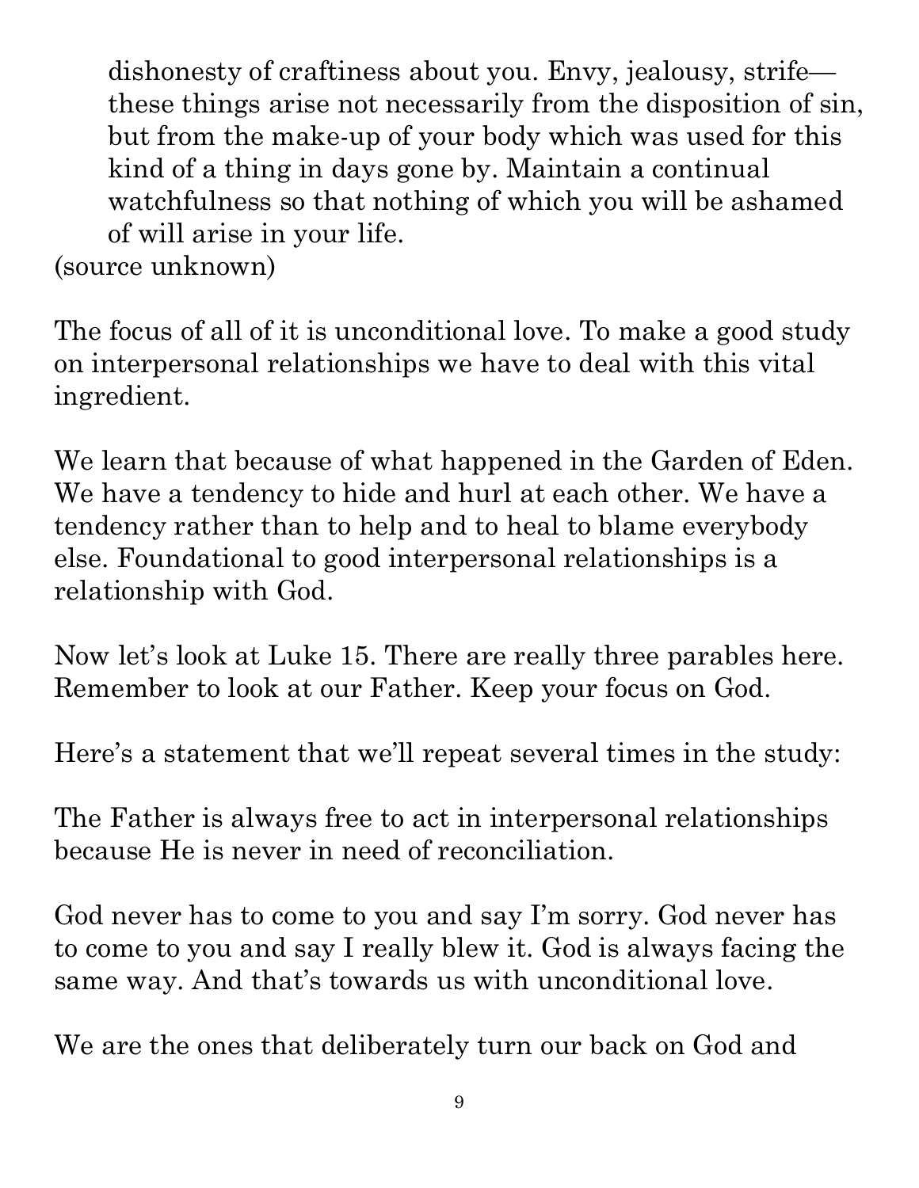> dishonesty of craftiness about you. Envy, jealousy, strife—these things arise not necessarily from the disposition of sin, but from the make-up of your body which was used for this kind of a thing in days gone by. Maintain a continual watchfulness so that nothing of which you will be ashamed of will arise in your life.

(source unknown)

The focus of all of it is unconditional love. To make a good study on interpersonal relationships we have to deal with this vital ingredient.

We learn that because of what happened in the Garden of Eden. We have a tendency to hide and hurl at each other. We have a tendency rather than to help and to heal to blame everybody else. Foundational to good interpersonal relationships is a relationship with God.

Now let's look at Luke 15. There are really three parables here. Remember to look at our Father. Keep your focus on God.

Here's a statement that we'll repeat several times in the study:

The Father is always free to act in interpersonal relationships because He is never in need of reconciliation.

God never has to come to you and say I'm sorry. God never has to come to you and say I really blew it. God is always facing the same way. And that's towards us with unconditional love.

We are the ones that deliberately turn our back on God and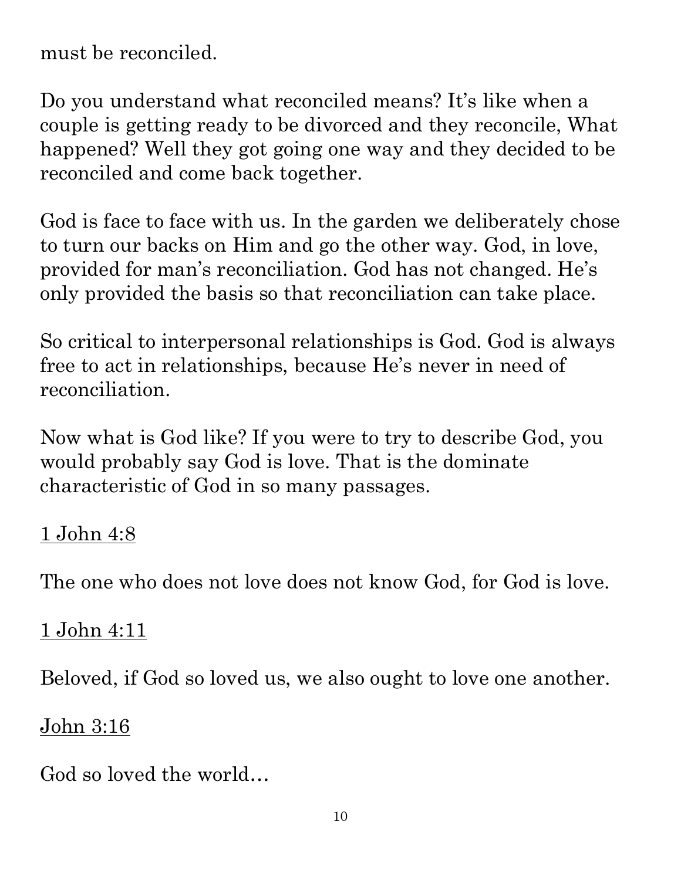must be reconciled.

Do you understand what reconciled means? It's like when a couple is getting ready to be divorced and they reconcile, What happened? Well they got going one way and they decided to be reconciled and come back together.

God is face to face with us. In the garden we deliberately chose to turn our backs on Him and go the other way. God, in love, provided for man's reconciliation. God has not changed. He's only provided the basis so that reconciliation can take place.

So critical to interpersonal relationships is God. God is always free to act in relationships, because He's never in need of reconciliation.

Now what is God like? If you were to try to describe God, you would probably say God is love. That is the dominate characteristic of God in so many passages.

<u>1 John 4:8</u>

The one who does not love does not know God, for God is love.

<u>1 John 4:11</u>

Beloved, if God so loved us, we also ought to love one another.

<u>John 3:16</u>

God so loved the world…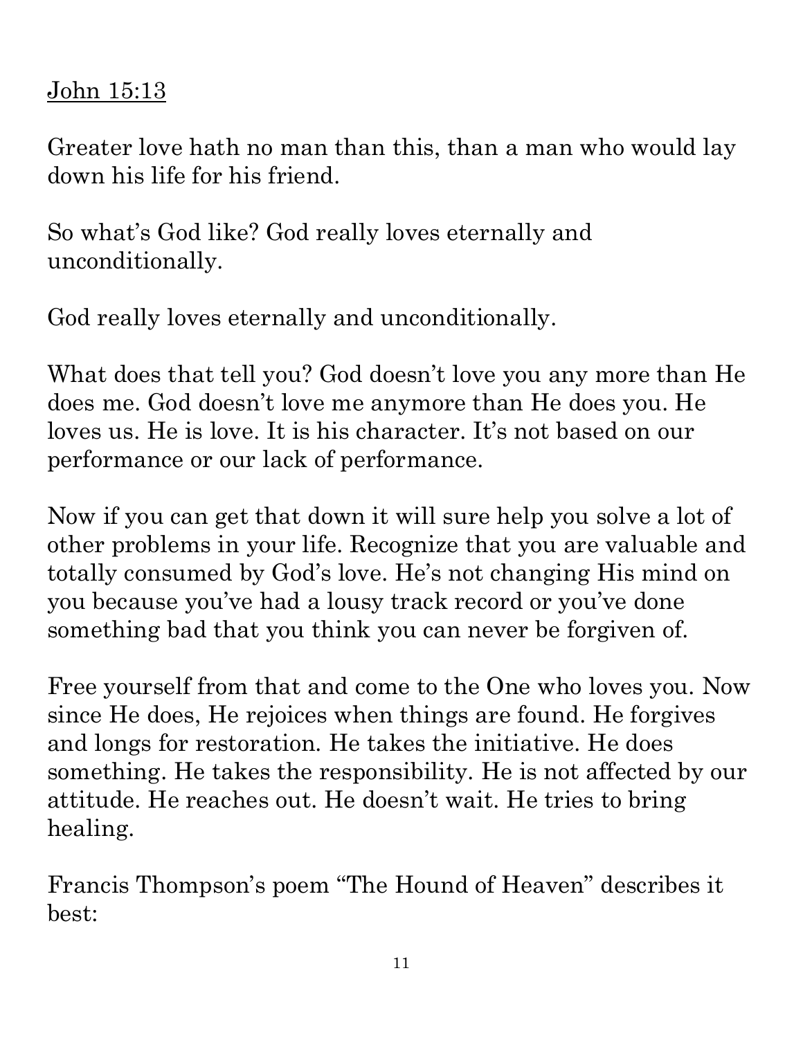<u>John 15:13</u>

Greater love hath no man than this, than a man who would lay down his life for his friend.

So what's God like? God really loves eternally and unconditionally.

God really loves eternally and unconditionally.

What does that tell you? God doesn't love you any more than He does me. God doesn't love me anymore than He does you. He loves us. He is love. It is his character. It's not based on our performance or our lack of performance.

Now if you can get that down it will sure help you solve a lot of other problems in your life. Recognize that you are valuable and totally consumed by God's love. He's not changing His mind on you because you've had a lousy track record or you've done something bad that you think you can never be forgiven of.

Free yourself from that and come to the One who loves you. Now since He does, He rejoices when things are found. He forgives and longs for restoration. He takes the initiative. He does something. He takes the responsibility. He is not affected by our attitude. He reaches out. He doesn't wait. He tries to bring healing.

Francis Thompson's poem "The Hound of Heaven" describes it best: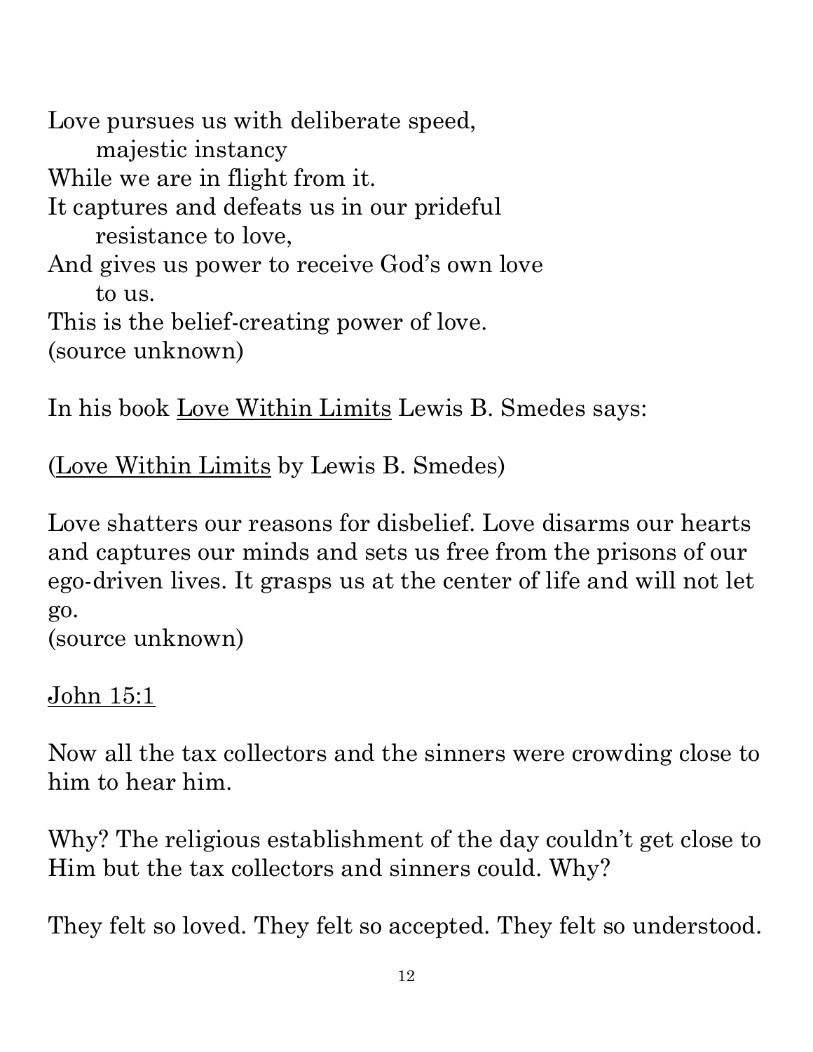Love pursues us with deliberate speed,
majestic instancy
While we are in flight from it.
It captures and defeats us in our prideful
resistance to love,
And gives us power to receive God's own love
to us.
This is the belief-creating power of love.
(source unknown)

In his book <u>Love Within Limits</u> Lewis B. Smedes says:

(<u>Love Within Limits</u> by Lewis B. Smedes)

Love shatters our reasons for disbelief. Love disarms our hearts and captures our minds and sets us free from the prisons of our ego-driven lives. It grasps us at the center of life and will not let go.
(source unknown)

<u>John 15:1</u>

Now all the tax collectors and the sinners were crowding close to him to hear him.

Why? The religious establishment of the day couldn't get close to Him but the tax collectors and sinners could. Why?

They felt so loved. They felt so accepted. They felt so understood.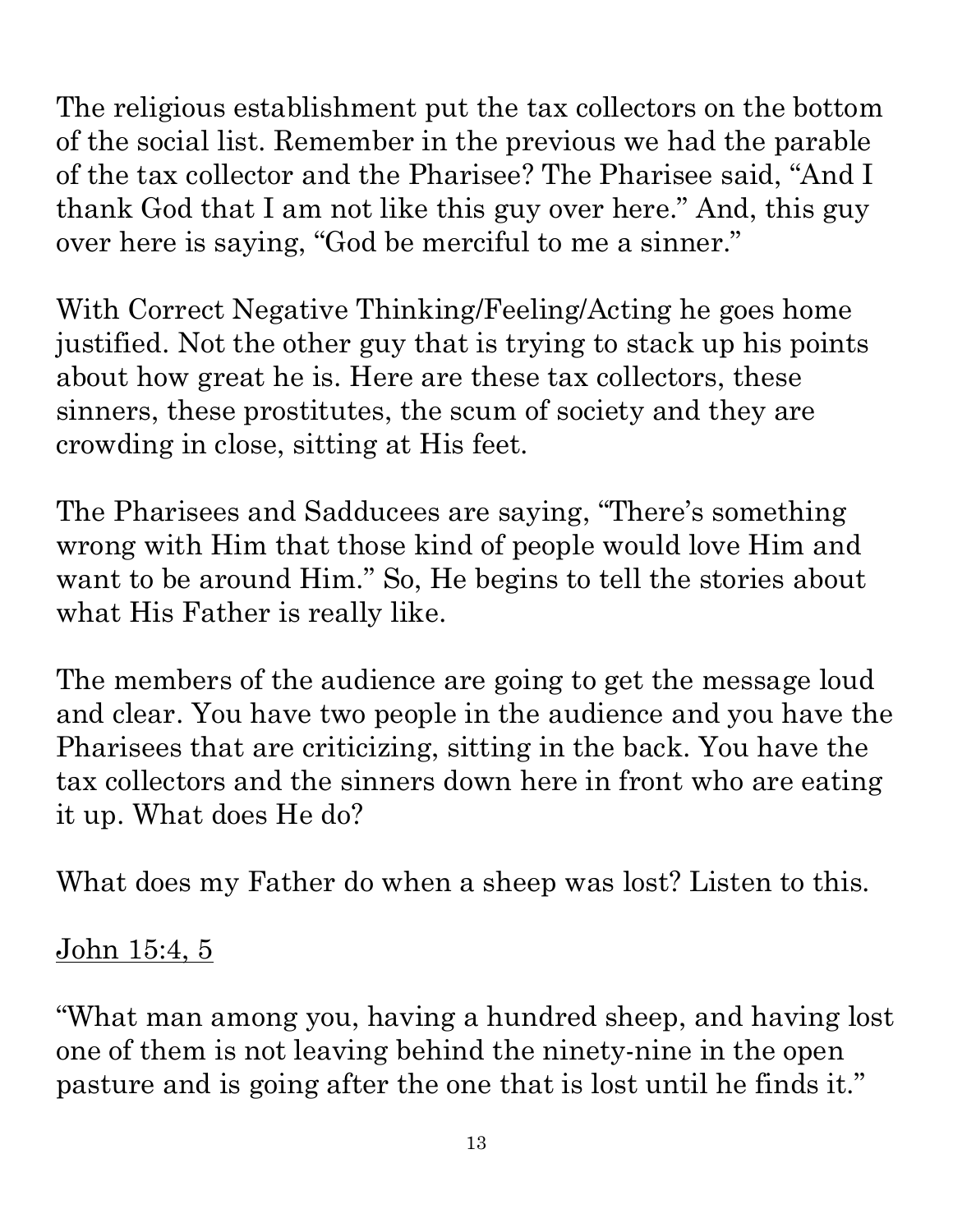The religious establishment put the tax collectors on the bottom of the social list. Remember in the previous we had the parable of the tax collector and the Pharisee? The Pharisee said, "And I thank God that I am not like this guy over here." And, this guy over here is saying, "God be merciful to me a sinner."

With Correct Negative Thinking/Feeling/Acting he goes home justified. Not the other guy that is trying to stack up his points about how great he is. Here are these tax collectors, these sinners, these prostitutes, the scum of society and they are crowding in close, sitting at His feet.

The Pharisees and Sadducees are saying, "There's something wrong with Him that those kind of people would love Him and want to be around Him." So, He begins to tell the stories about what His Father is really like.

The members of the audience are going to get the message loud and clear. You have two people in the audience and you have the Pharisees that are criticizing, sitting in the back. You have the tax collectors and the sinners down here in front who are eating it up. What does He do?

What does my Father do when a sheep was lost? Listen to this.

<u>John 15:4, 5</u>

"What man among you, having a hundred sheep, and having lost one of them is not leaving behind the ninety-nine in the open pasture and is going after the one that is lost until he finds it."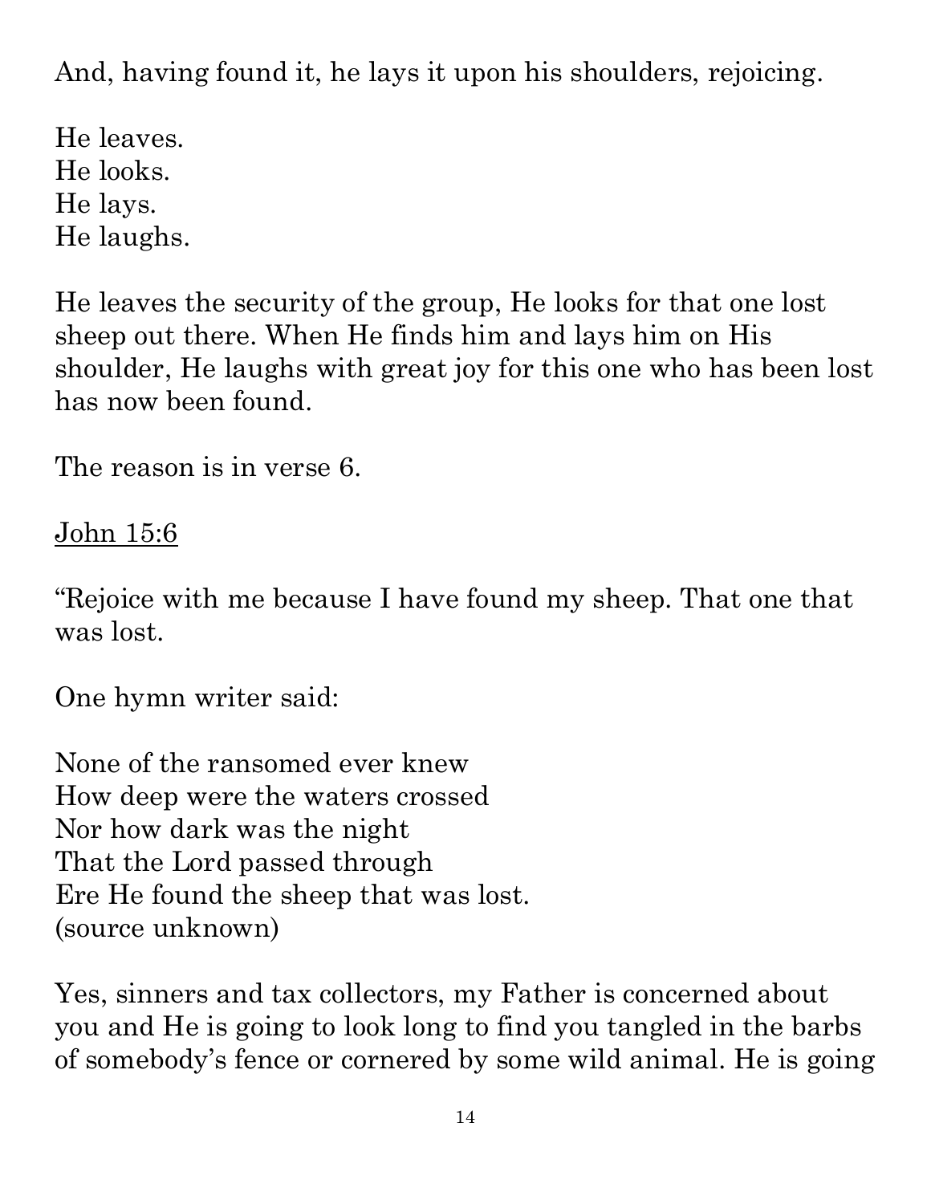And, having found it, he lays it upon his shoulders, rejoicing.

He leaves.  
He looks.  
He lays.  
He laughs.

He leaves the security of the group, He looks for that one lost sheep out there. When He finds him and lays him on His shoulder, He laughs with great joy for this one who has been lost has now been found.

The reason is in verse 6.

<u>John 15:6</u>

"Rejoice with me because I have found my sheep. That one that was lost.

One hymn writer said:

None of the ransomed ever knew  
How deep were the waters crossed  
Nor how dark was the night  
That the Lord passed through  
Ere He found the sheep that was lost.  
(source unknown)

Yes, sinners and tax collectors, my Father is concerned about you and He is going to look long to find you tangled in the barbs of somebody's fence or cornered by some wild animal. He is going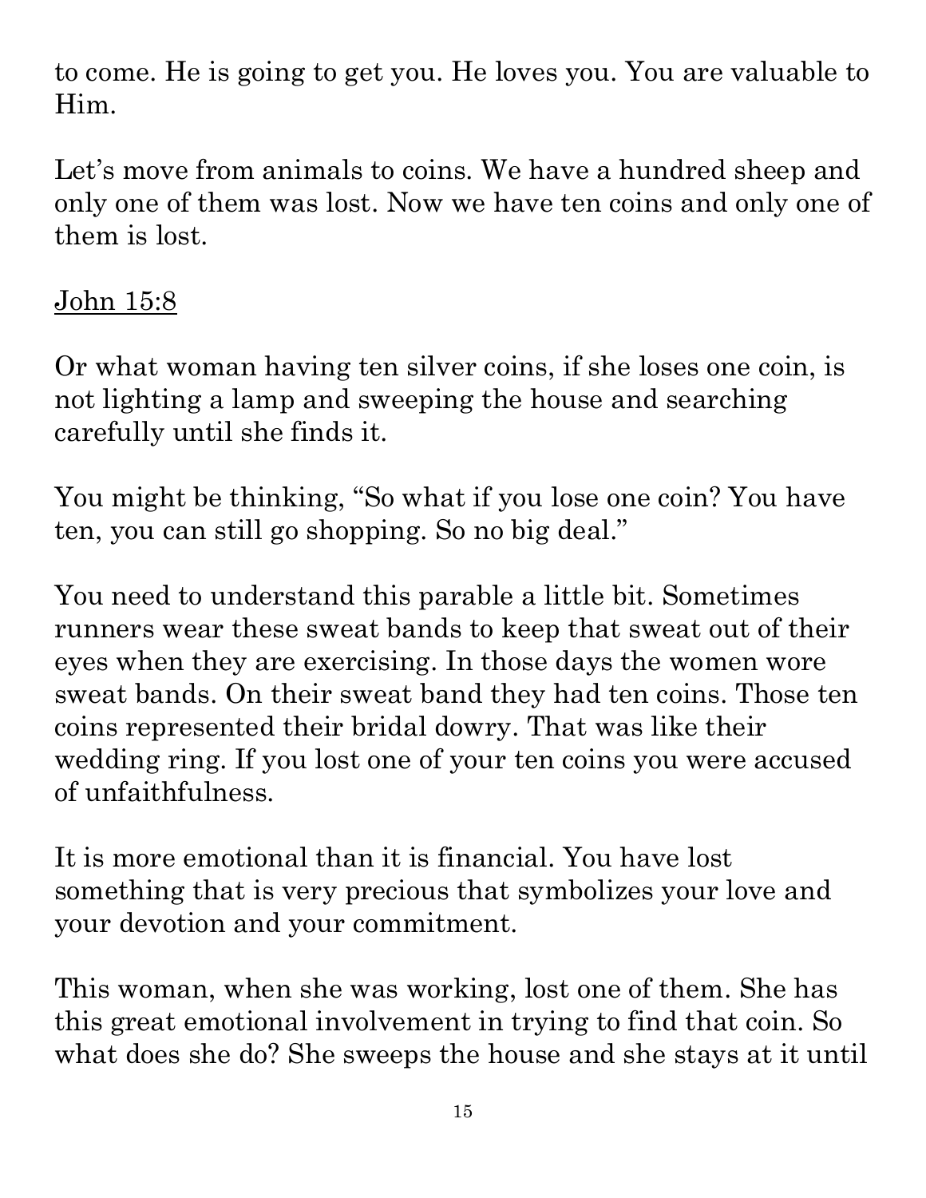to come. He is going to get you. He loves you. You are valuable to Him.

Let's move from animals to coins. We have a hundred sheep and only one of them was lost. Now we have ten coins and only one of them is lost.

<u>John 15:8</u>

Or what woman having ten silver coins, if she loses one coin, is not lighting a lamp and sweeping the house and searching carefully until she finds it.

You might be thinking, "So what if you lose one coin? You have ten, you can still go shopping. So no big deal."

You need to understand this parable a little bit. Sometimes runners wear these sweat bands to keep that sweat out of their eyes when they are exercising. In those days the women wore sweat bands. On their sweat band they had ten coins. Those ten coins represented their bridal dowry. That was like their wedding ring. If you lost one of your ten coins you were accused of unfaithfulness.

It is more emotional than it is financial. You have lost something that is very precious that symbolizes your love and your devotion and your commitment.

This woman, when she was working, lost one of them. She has this great emotional involvement in trying to find that coin. So what does she do? She sweeps the house and she stays at it until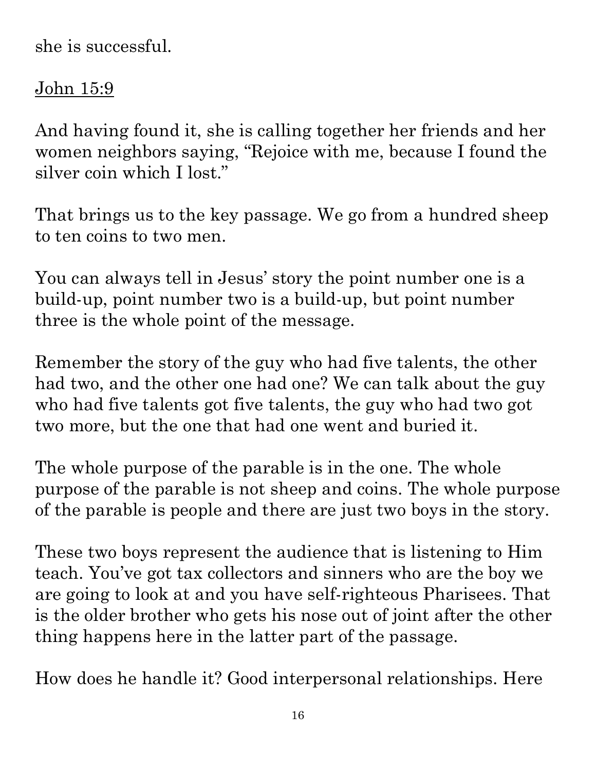she is successful.

<u>John 15:9</u>

And having found it, she is calling together her friends and her women neighbors saying, "Rejoice with me, because I found the silver coin which I lost."

That brings us to the key passage. We go from a hundred sheep to ten coins to two men.

You can always tell in Jesus' story the point number one is a build-up, point number two is a build-up, but point number three is the whole point of the message.

Remember the story of the guy who had five talents, the other had two, and the other one had one? We can talk about the guy who had five talents got five talents, the guy who had two got two more, but the one that had one went and buried it.

The whole purpose of the parable is in the one. The whole purpose of the parable is not sheep and coins. The whole purpose of the parable is people and there are just two boys in the story.

These two boys represent the audience that is listening to Him teach. You've got tax collectors and sinners who are the boy we are going to look at and you have self-righteous Pharisees. That is the older brother who gets his nose out of joint after the other thing happens here in the latter part of the passage.

How does he handle it? Good interpersonal relationships. Here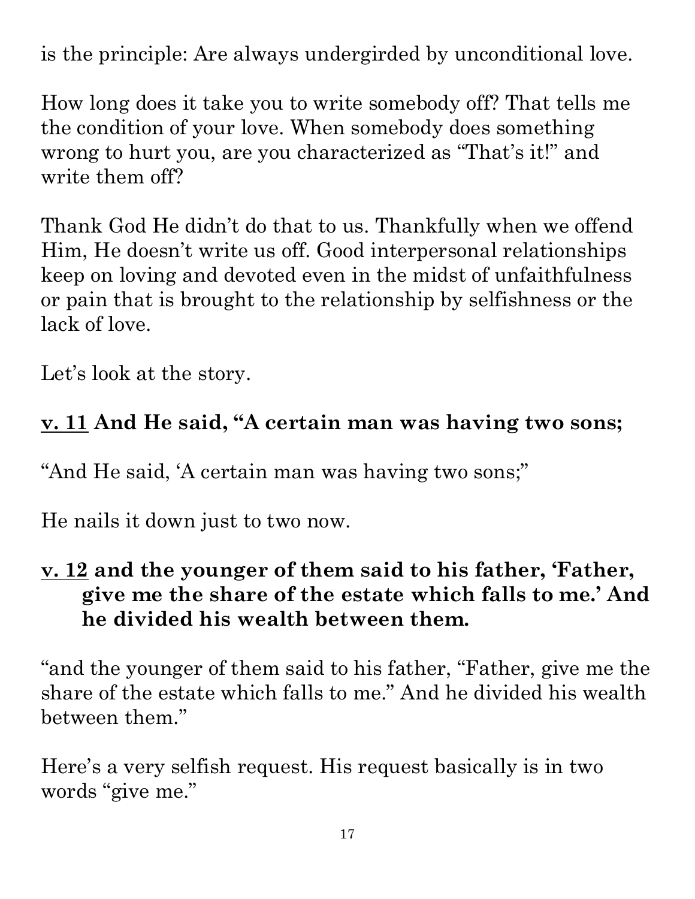is the principle: Are always undergirded by unconditional love.

How long does it take you to write somebody off? That tells me the condition of your love. When somebody does something wrong to hurt you, are you characterized as "That's it!" and write them off?

Thank God He didn't do that to us. Thankfully when we offend Him, He doesn't write us off. Good interpersonal relationships keep on loving and devoted even in the midst of unfaithfulness or pain that is brought to the relationship by selfishness or the lack of love.

Let's look at the story.

**<u>v. 11</u> And He said, "A certain man was having two sons;**

"And He said, 'A certain man was having two sons;"

He nails it down just to two now.

**<u>v. 12</u> and the younger of them said to his father, 'Father, give me the share of the estate which falls to me.' And he divided his wealth between them.**

"and the younger of them said to his father, "Father, give me the share of the estate which falls to me." And he divided his wealth between them."

Here's a very selfish request. His request basically is in two words "give me."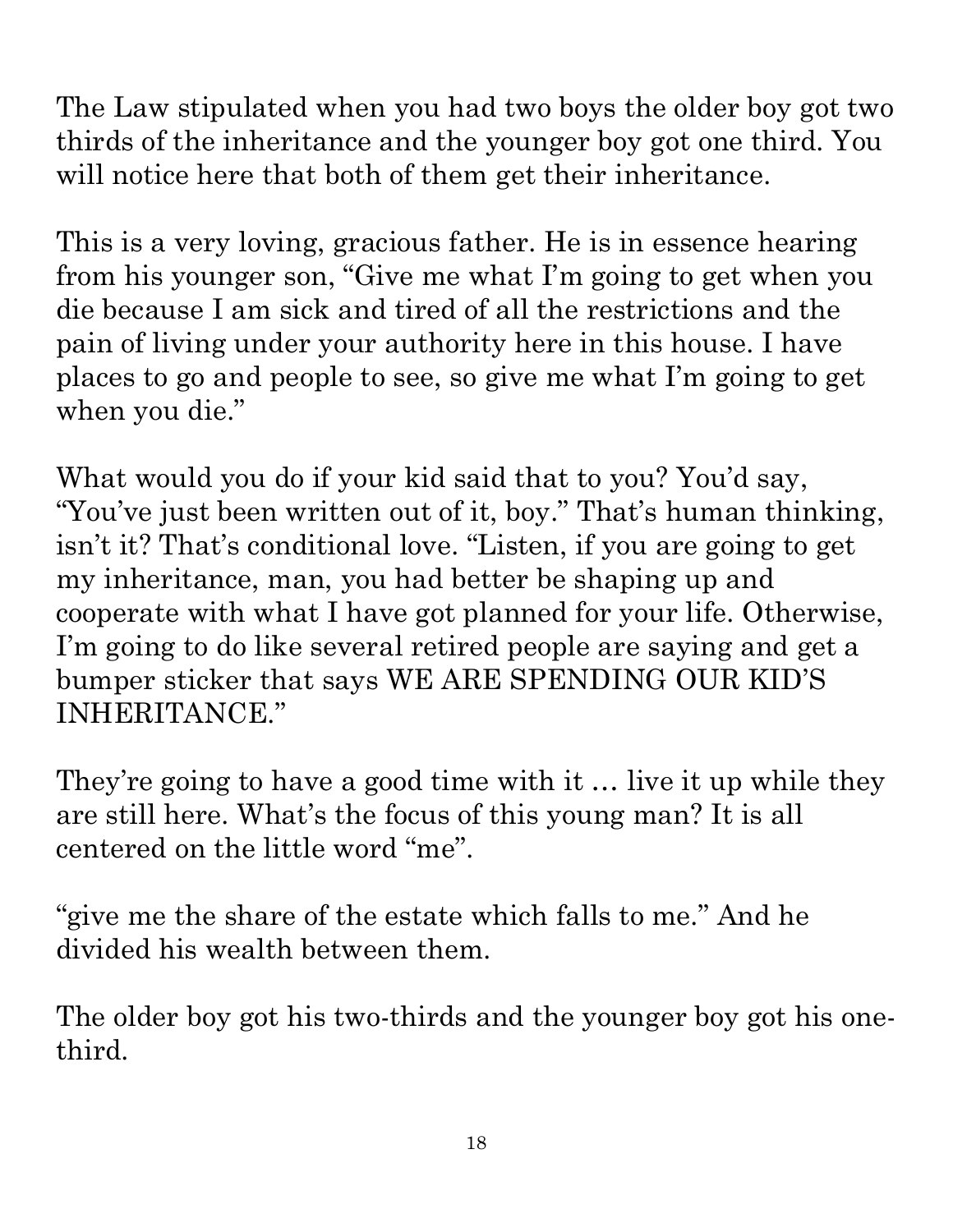The Law stipulated when you had two boys the older boy got two thirds of the inheritance and the younger boy got one third. You will notice here that both of them get their inheritance.

This is a very loving, gracious father. He is in essence hearing from his younger son, "Give me what I'm going to get when you die because I am sick and tired of all the restrictions and the pain of living under your authority here in this house. I have places to go and people to see, so give me what I'm going to get when you die."

What would you do if your kid said that to you? You'd say, "You've just been written out of it, boy." That's human thinking, isn't it? That's conditional love. "Listen, if you are going to get my inheritance, man, you had better be shaping up and cooperate with what I have got planned for your life. Otherwise, I'm going to do like several retired people are saying and get a bumper sticker that says WE ARE SPENDING OUR KID'S INHERITANCE."

They're going to have a good time with it … live it up while they are still here. What's the focus of this young man? It is all centered on the little word "me".

"give me the share of the estate which falls to me." And he divided his wealth between them.

The older boy got his two-thirds and the younger boy got his one-third.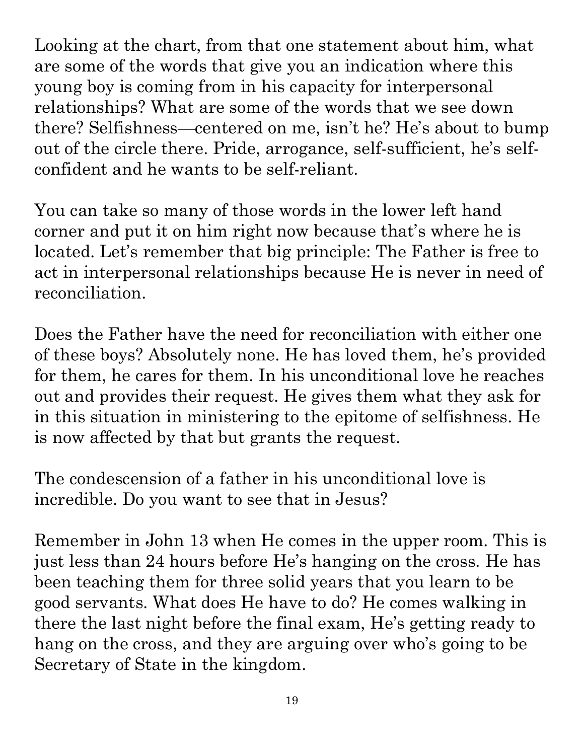Looking at the chart, from that one statement about him, what are some of the words that give you an indication where this young boy is coming from in his capacity for interpersonal relationships? What are some of the words that we see down there? Selfishness—centered on me, isn't he? He's about to bump out of the circle there. Pride, arrogance, self-sufficient, he's self-confident and he wants to be self-reliant.

You can take so many of those words in the lower left hand corner and put it on him right now because that's where he is located. Let's remember that big principle: The Father is free to act in interpersonal relationships because He is never in need of reconciliation.

Does the Father have the need for reconciliation with either one of these boys? Absolutely none. He has loved them, he's provided for them, he cares for them. In his unconditional love he reaches out and provides their request. He gives them what they ask for in this situation in ministering to the epitome of selfishness. He is now affected by that but grants the request.

The condescension of a father in his unconditional love is incredible. Do you want to see that in Jesus?

Remember in John 13 when He comes in the upper room. This is just less than 24 hours before He's hanging on the cross. He has been teaching them for three solid years that you learn to be good servants. What does He have to do? He comes walking in there the last night before the final exam, He's getting ready to hang on the cross, and they are arguing over who's going to be Secretary of State in the kingdom.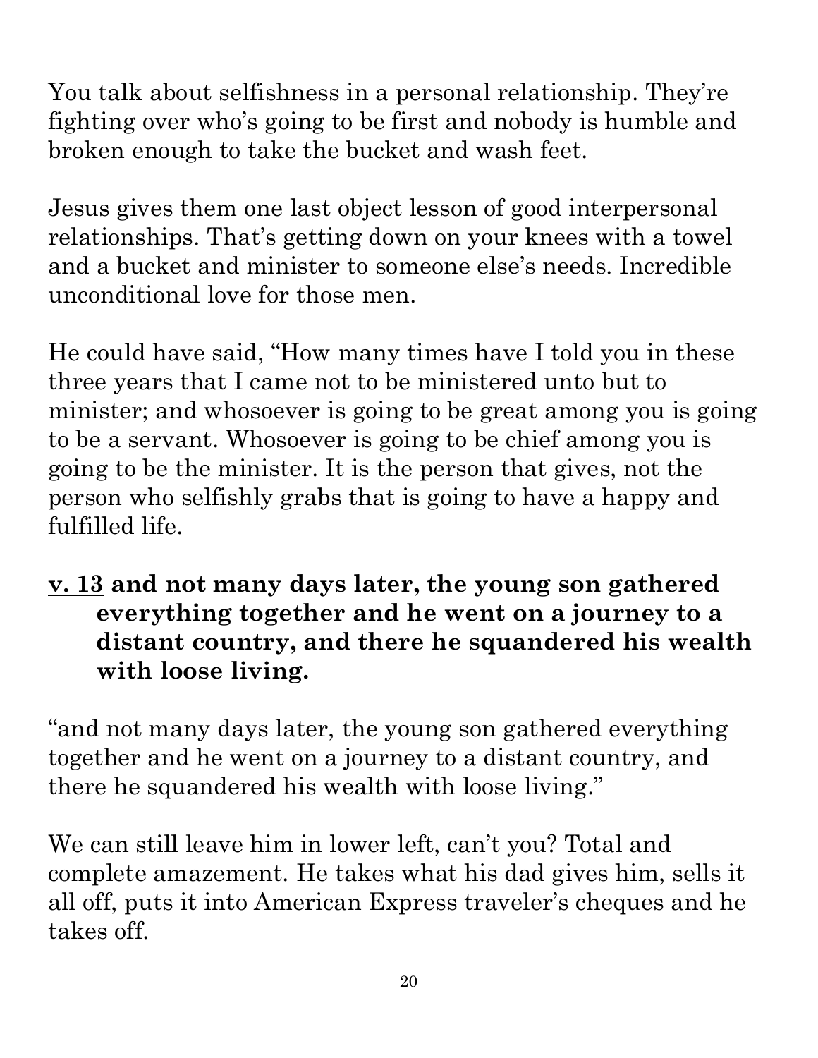You talk about selfishness in a personal relationship. They're fighting over who's going to be first and nobody is humble and broken enough to take the bucket and wash feet.

Jesus gives them one last object lesson of good interpersonal relationships. That's getting down on your knees with a towel and a bucket and minister to someone else's needs. Incredible unconditional love for those men.

He could have said, "How many times have I told you in these three years that I came not to be ministered unto but to minister; and whosoever is going to be great among you is going to be a servant. Whosoever is going to be chief among you is going to be the minister. It is the person that gives, not the person who selfishly grabs that is going to have a happy and fulfilled life.

**<u>v. 13</u> and not many days later, the young son gathered everything together and he went on a journey to a distant country, and there he squandered his wealth with loose living.**

"and not many days later, the young son gathered everything together and he went on a journey to a distant country, and there he squandered his wealth with loose living."

We can still leave him in lower left, can't you? Total and complete amazement. He takes what his dad gives him, sells it all off, puts it into American Express traveler's cheques and he takes off.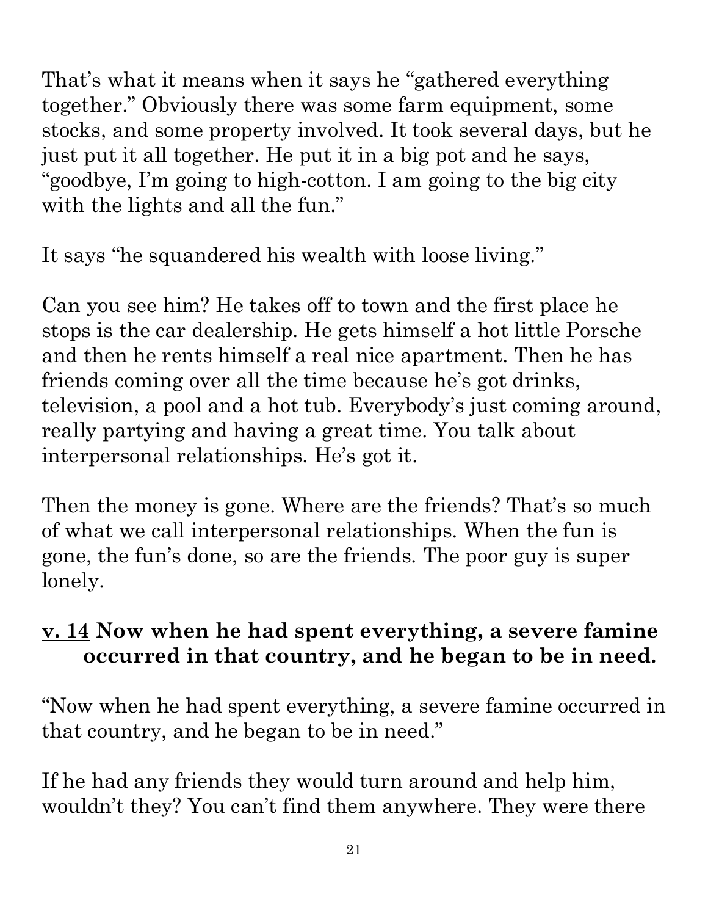That's what it means when it says he "gathered everything together." Obviously there was some farm equipment, some stocks, and some property involved. It took several days, but he just put it all together. He put it in a big pot and he says, "goodbye, I'm going to high-cotton. I am going to the big city with the lights and all the fun."

It says "he squandered his wealth with loose living."

Can you see him? He takes off to town and the first place he stops is the car dealership. He gets himself a hot little Porsche and then he rents himself a real nice apartment. Then he has friends coming over all the time because he's got drinks, television, a pool and a hot tub. Everybody's just coming around, really partying and having a great time. You talk about interpersonal relationships. He's got it.

Then the money is gone. Where are the friends? That's so much of what we call interpersonal relationships. When the fun is gone, the fun's done, so are the friends. The poor guy is super lonely.

**<u>v. 14</u> Now when he had spent everything, a severe famine occurred in that country, and he began to be in need.**

"Now when he had spent everything, a severe famine occurred in that country, and he began to be in need."

If he had any friends they would turn around and help him, wouldn't they? You can't find them anywhere. They were there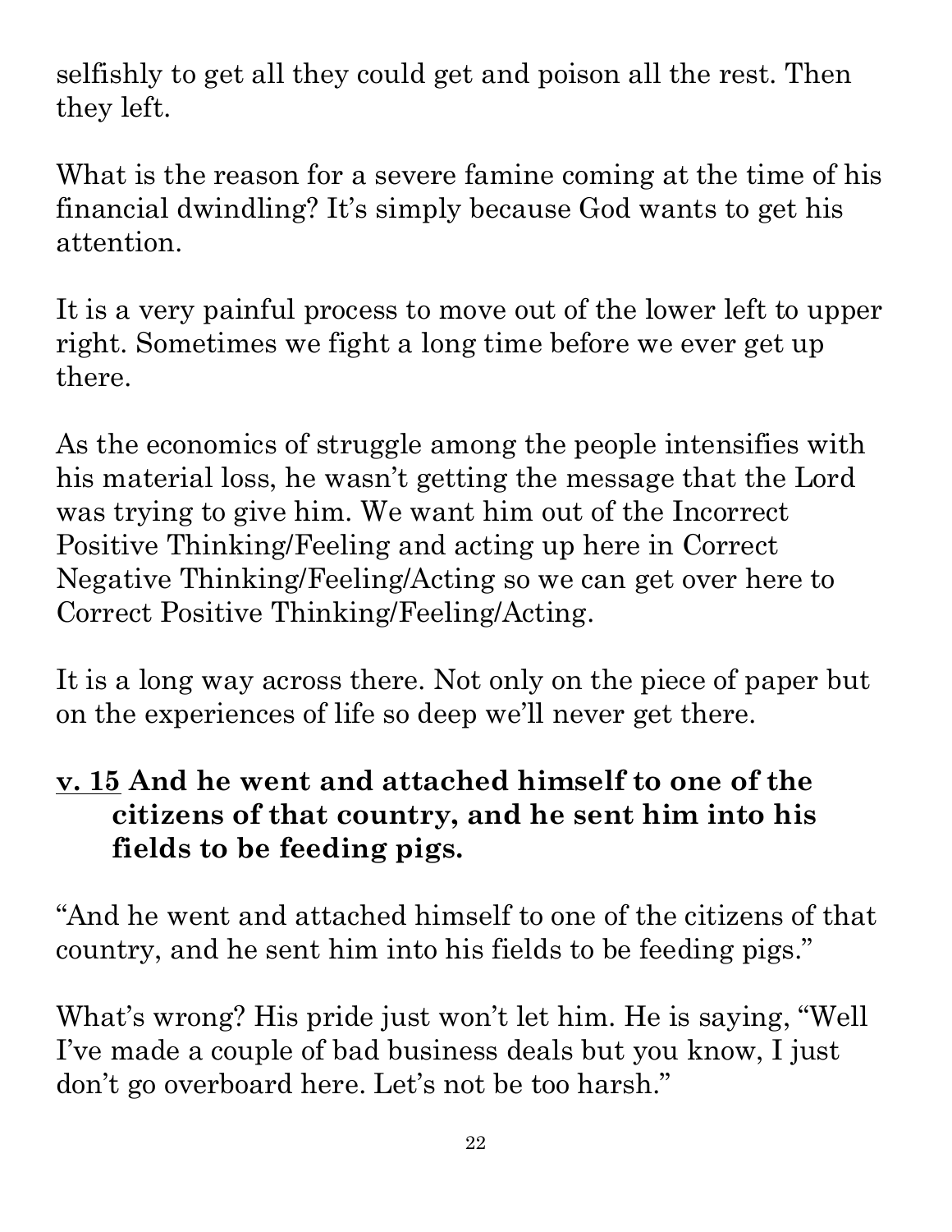selfishly to get all they could get and poison all the rest. Then they left.

What is the reason for a severe famine coming at the time of his financial dwindling? It's simply because God wants to get his attention.

It is a very painful process to move out of the lower left to upper right. Sometimes we fight a long time before we ever get up there.

As the economics of struggle among the people intensifies with his material loss, he wasn't getting the message that the Lord was trying to give him. We want him out of the Incorrect Positive Thinking/Feeling and acting up here in Correct Negative Thinking/Feeling/Acting so we can get over here to Correct Positive Thinking/Feeling/Acting.

It is a long way across there. Not only on the piece of paper but on the experiences of life so deep we'll never get there.

**<u>v. 15</u> And he went and attached himself to one of the citizens of that country, and he sent him into his fields to be feeding pigs.**

"And he went and attached himself to one of the citizens of that country, and he sent him into his fields to be feeding pigs."

What's wrong? His pride just won't let him. He is saying, "Well I've made a couple of bad business deals but you know, I just don't go overboard here. Let's not be too harsh."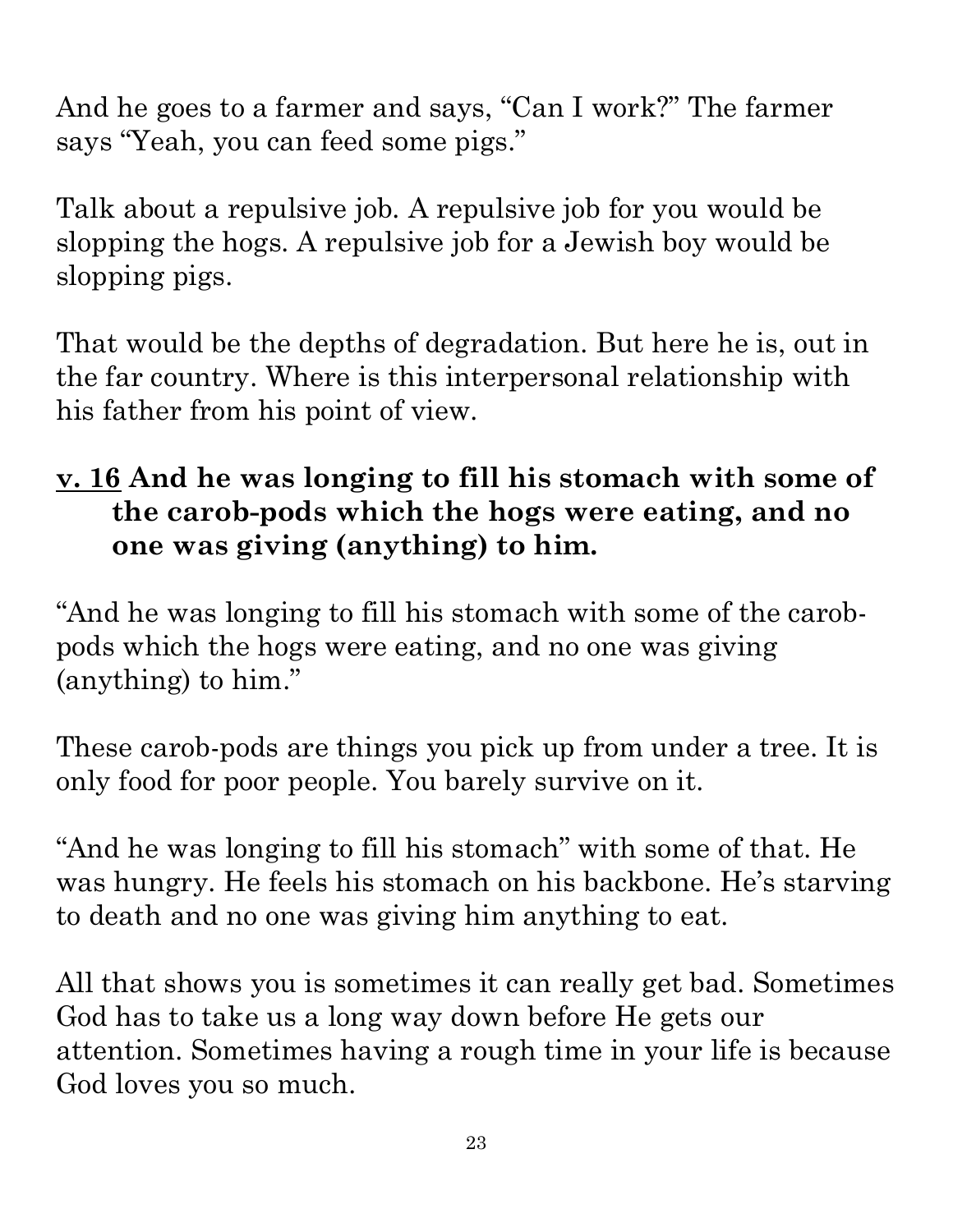And he goes to a farmer and says, “Can I work?” The farmer says “Yeah, you can feed some pigs.”

Talk about a repulsive job. A repulsive job for you would be slopping the hogs. A repulsive job for a Jewish boy would be slopping pigs.

That would be the depths of degradation. But here he is, out in the far country. Where is this interpersonal relationship with his father from his point of view.

**<u>v. 16</u> And he was longing to fill his stomach with some of the carob-pods which the hogs were eating, and no one was giving (anything) to him.**

“And he was longing to fill his stomach with some of the carob-pods which the hogs were eating, and no one was giving (anything) to him.”

These carob-pods are things you pick up from under a tree. It is only food for poor people. You barely survive on it.

“And he was longing to fill his stomach” with some of that. He was hungry. He feels his stomach on his backbone. He’s starving to death and no one was giving him anything to eat.

All that shows you is sometimes it can really get bad. Sometimes God has to take us a long way down before He gets our attention. Sometimes having a rough time in your life is because God loves you so much.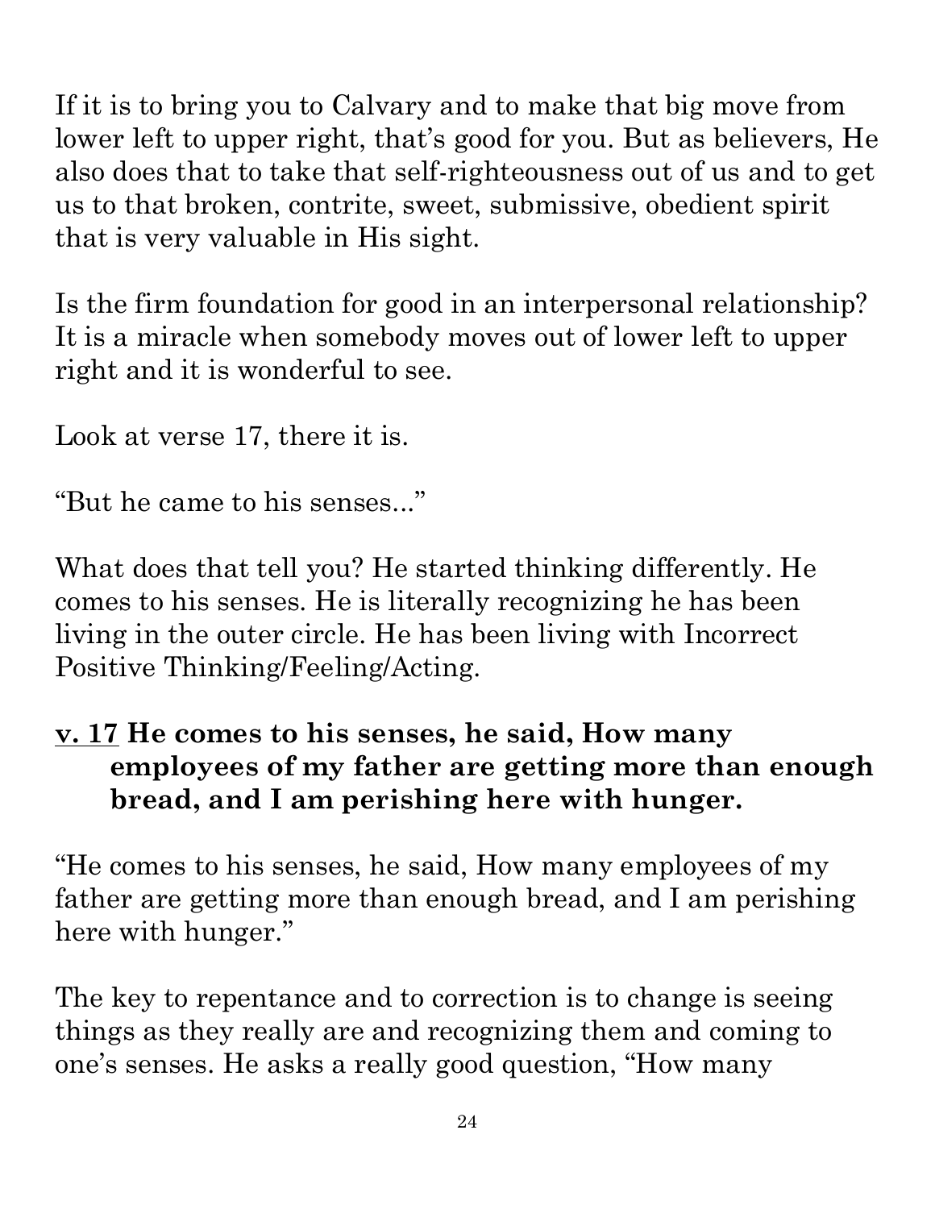If it is to bring you to Calvary and to make that big move from lower left to upper right, that's good for you. But as believers, He also does that to take that self-righteousness out of us and to get us to that broken, contrite, sweet, submissive, obedient spirit that is very valuable in His sight.

Is the firm foundation for good in an interpersonal relationship? It is a miracle when somebody moves out of lower left to upper right and it is wonderful to see.

Look at verse 17, there it is.

"But he came to his senses..."

What does that tell you? He started thinking differently. He comes to his senses. He is literally recognizing he has been living in the outer circle. He has been living with Incorrect Positive Thinking/Feeling/Acting.

**<u>v. 17</u> He comes to his senses, he said, How many employees of my father are getting more than enough bread, and I am perishing here with hunger.**

"He comes to his senses, he said, How many employees of my father are getting more than enough bread, and I am perishing here with hunger."

The key to repentance and to correction is to change is seeing things as they really are and recognizing them and coming to one's senses. He asks a really good question, "How many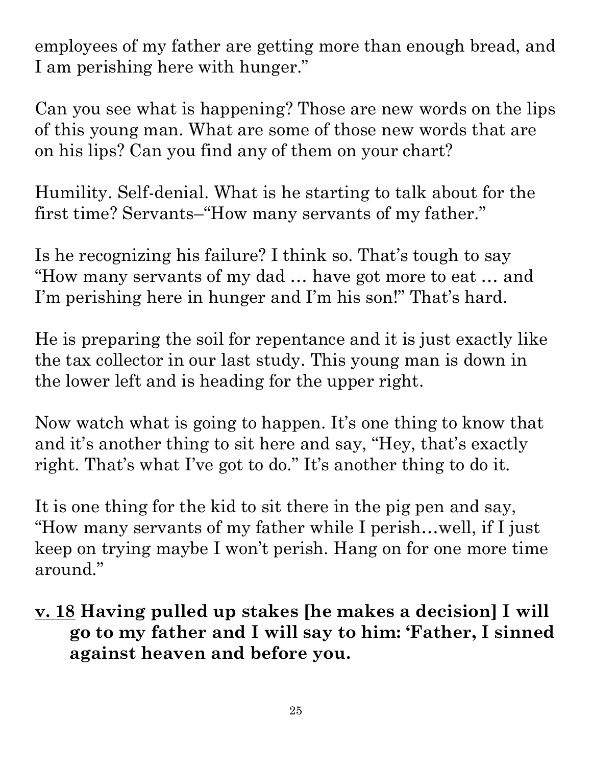employees of my father are getting more than enough bread, and I am perishing here with hunger."

Can you see what is happening? Those are new words on the lips of this young man. What are some of those new words that are on his lips? Can you find any of them on your chart?

Humility. Self-denial. What is he starting to talk about for the first time? Servants–"How many servants of my father."

Is he recognizing his failure? I think so. That's tough to say "How many servants of my dad … have got more to eat … and I'm perishing here in hunger and I'm his son!" That's hard.

He is preparing the soil for repentance and it is just exactly like the tax collector in our last study. This young man is down in the lower left and is heading for the upper right.

Now watch what is going to happen. It's one thing to know that and it's another thing to sit here and say, "Hey, that's exactly right. That's what I've got to do." It's another thing to do it.

It is one thing for the kid to sit there in the pig pen and say, "How many servants of my father while I perish…well, if I just keep on trying maybe I won't perish. Hang on for one more time around."

**<u>v. 18</u> Having pulled up stakes [he makes a decision] I will go to my father and I will say to him: 'Father, I sinned against heaven and before you.**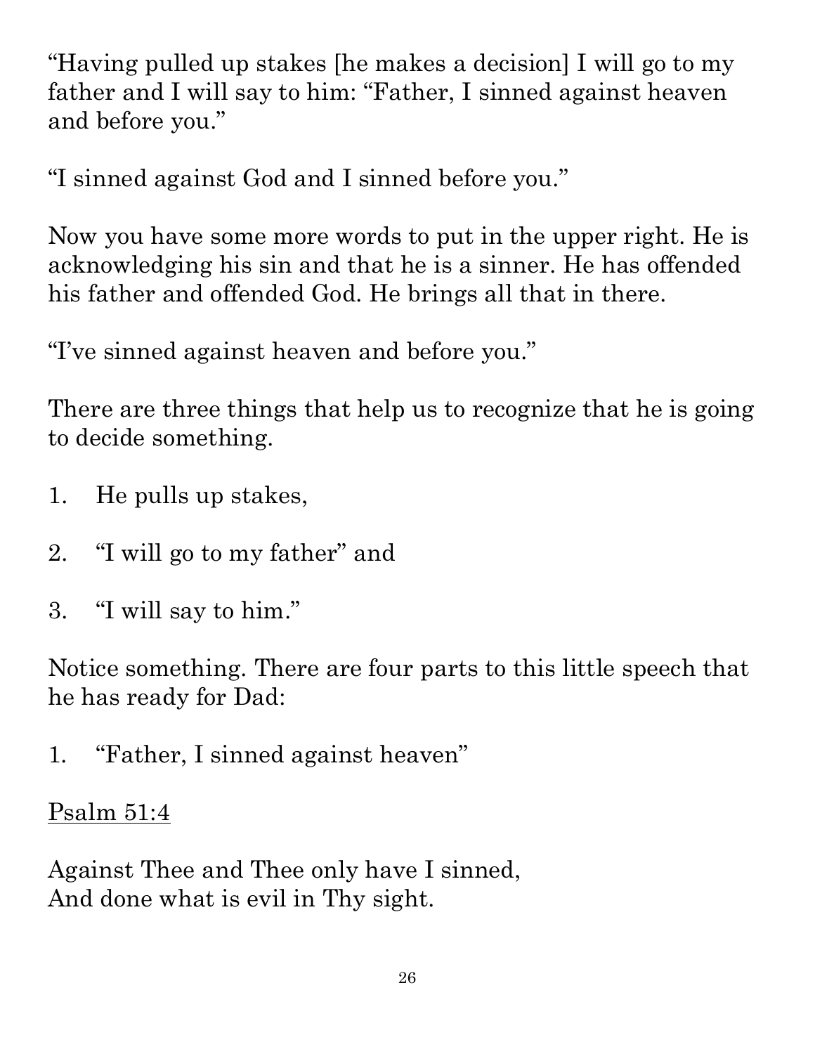"Having pulled up stakes [he makes a decision] I will go to my father and I will say to him: "Father, I sinned against heaven and before you."

"I sinned against God and I sinned before you."

Now you have some more words to put in the upper right. He is acknowledging his sin and that he is a sinner. He has offended his father and offended God. He brings all that in there.

"I've sinned against heaven and before you."

There are three things that help us to recognize that he is going to decide something.

1. He pulls up stakes,

2. "I will go to my father" and

3. "I will say to him."

Notice something. There are four parts to this little speech that he has ready for Dad:

1. "Father, I sinned against heaven"

<u>Psalm 51:4</u>

Against Thee and Thee only have I sinned,  
And done what is evil in Thy sight.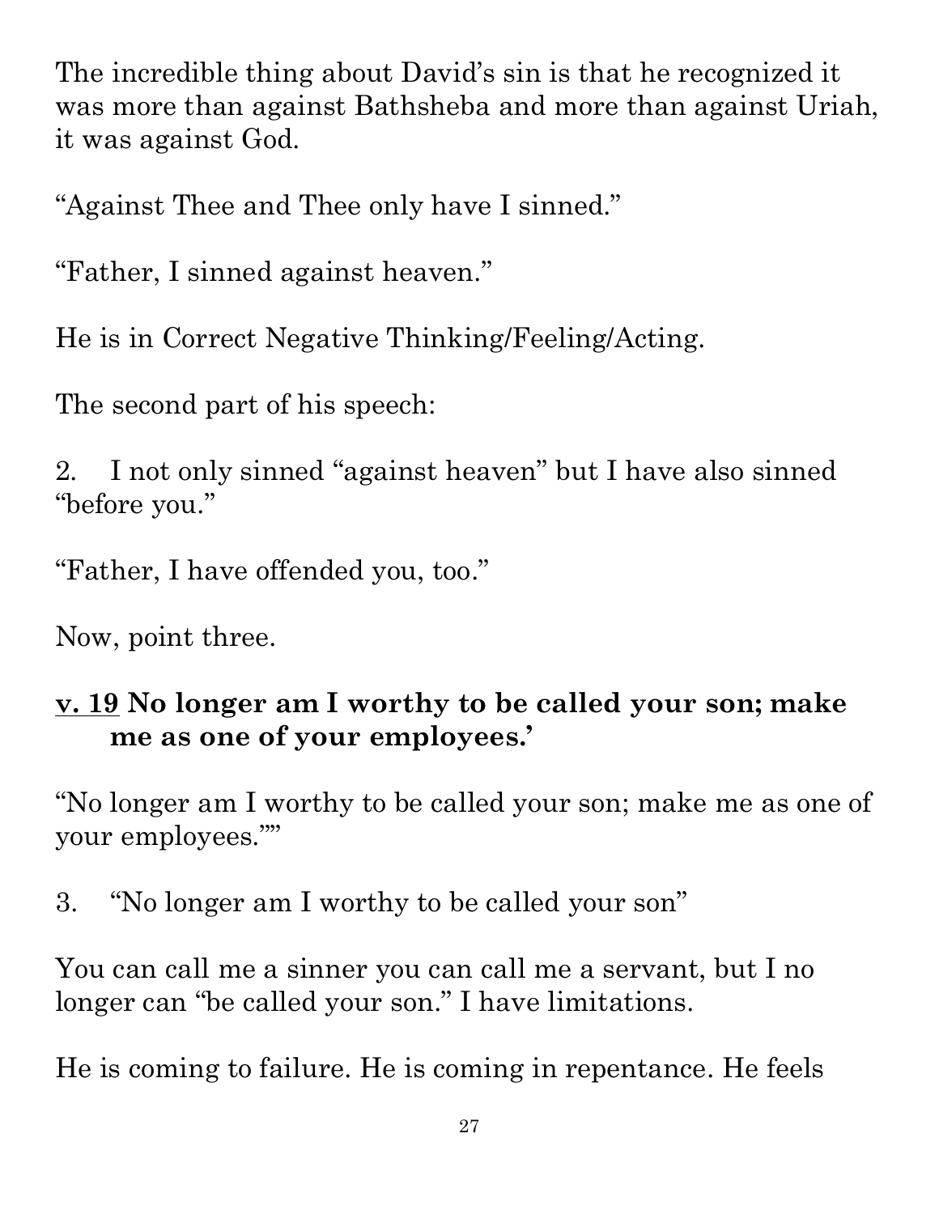The incredible thing about David's sin is that he recognized it was more than against Bathsheba and more than against Uriah, it was against God.

"Against Thee and Thee only have I sinned."

"Father, I sinned against heaven."

He is in Correct Negative Thinking/Feeling/Acting.

The second part of his speech:

2. I not only sinned "against heaven" but I have also sinned "before you."

"Father, I have offended you, too."

Now, point three.

**<u>v. 19</u> No longer am I worthy to be called your son; make me as one of your employees.'**

"No longer am I worthy to be called your son; make me as one of your employees.""

3. "No longer am I worthy to be called your son"

You can call me a sinner you can call me a servant, but I no longer can "be called your son." I have limitations.

He is coming to failure. He is coming in repentance. He feels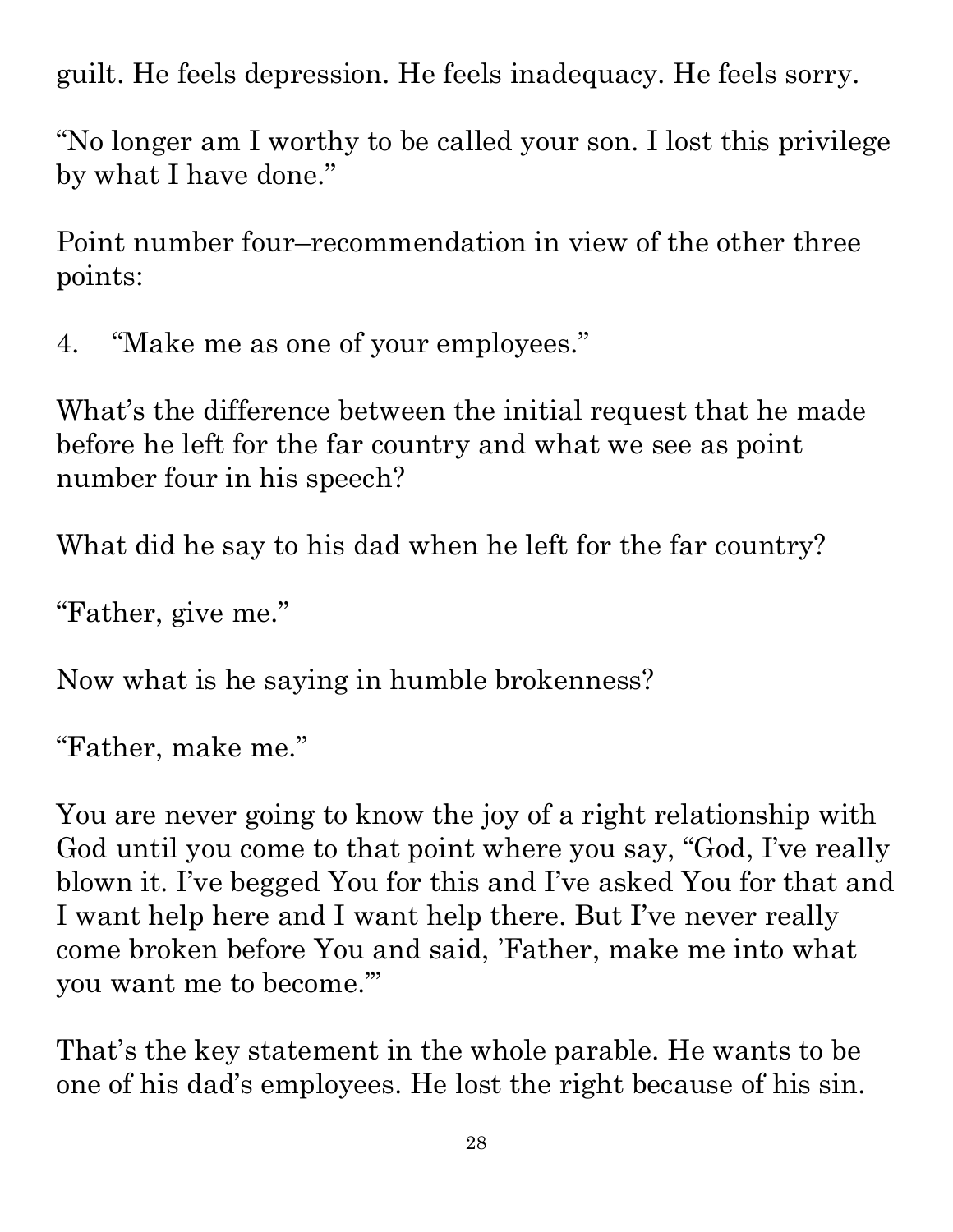guilt. He feels depression. He feels inadequacy. He feels sorry.

"No longer am I worthy to be called your son. I lost this privilege by what I have done."

Point number four–recommendation in view of the other three points:

4. "Make me as one of your employees."

What's the difference between the initial request that he made before he left for the far country and what we see as point number four in his speech?

What did he say to his dad when he left for the far country?

"Father, give me."

Now what is he saying in humble brokenness?

"Father, make me."

You are never going to know the joy of a right relationship with God until you come to that point where you say, "God, I've really blown it. I've begged You for this and I've asked You for that and I want help here and I want help there. But I've never really come broken before You and said, 'Father, make me into what you want me to become.'"

That's the key statement in the whole parable. He wants to be one of his dad's employees. He lost the right because of his sin.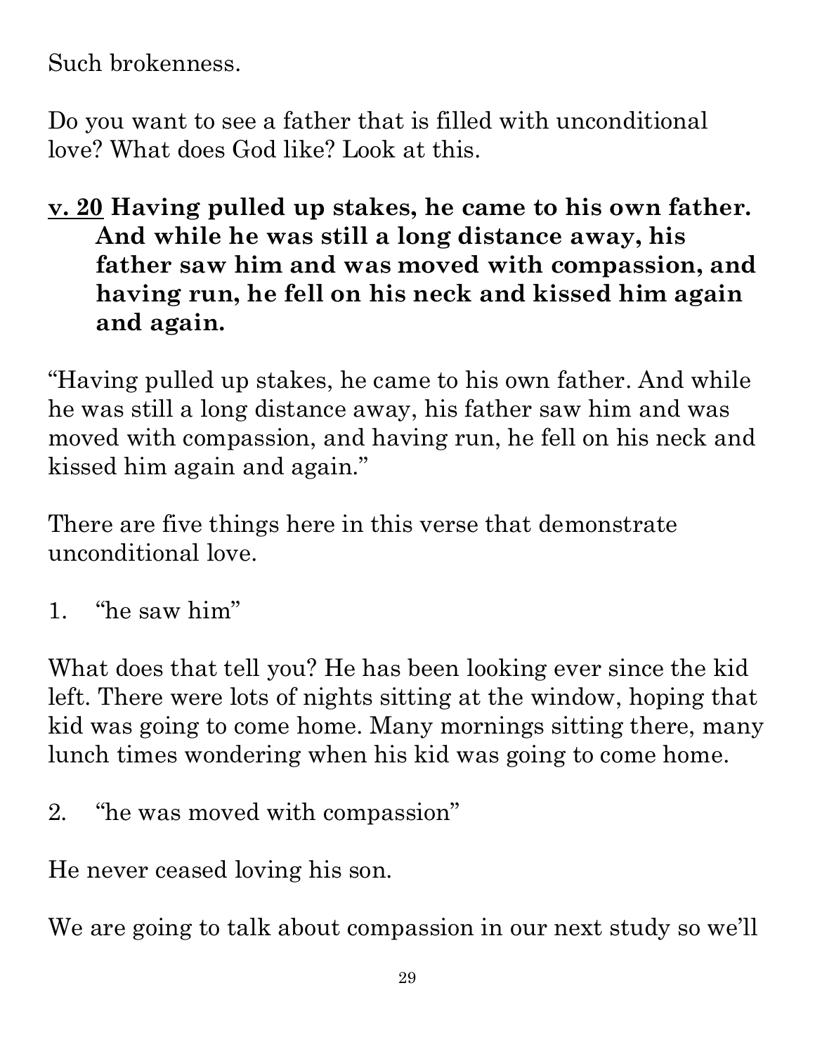Such brokenness.

Do you want to see a father that is filled with unconditional love? What does God like? Look at this.

**<u>v. 20</u> Having pulled up stakes, he came to his own father. And while he was still a long distance away, his father saw him and was moved with compassion, and having run, he fell on his neck and kissed him again and again.**

"Having pulled up stakes, he came to his own father. And while he was still a long distance away, his father saw him and was moved with compassion, and having run, he fell on his neck and kissed him again and again."

There are five things here in this verse that demonstrate unconditional love.

1. "he saw him"

What does that tell you? He has been looking ever since the kid left. There were lots of nights sitting at the window, hoping that kid was going to come home. Many mornings sitting there, many lunch times wondering when his kid was going to come home.

2. "he was moved with compassion"

He never ceased loving his son.

We are going to talk about compassion in our next study so we'll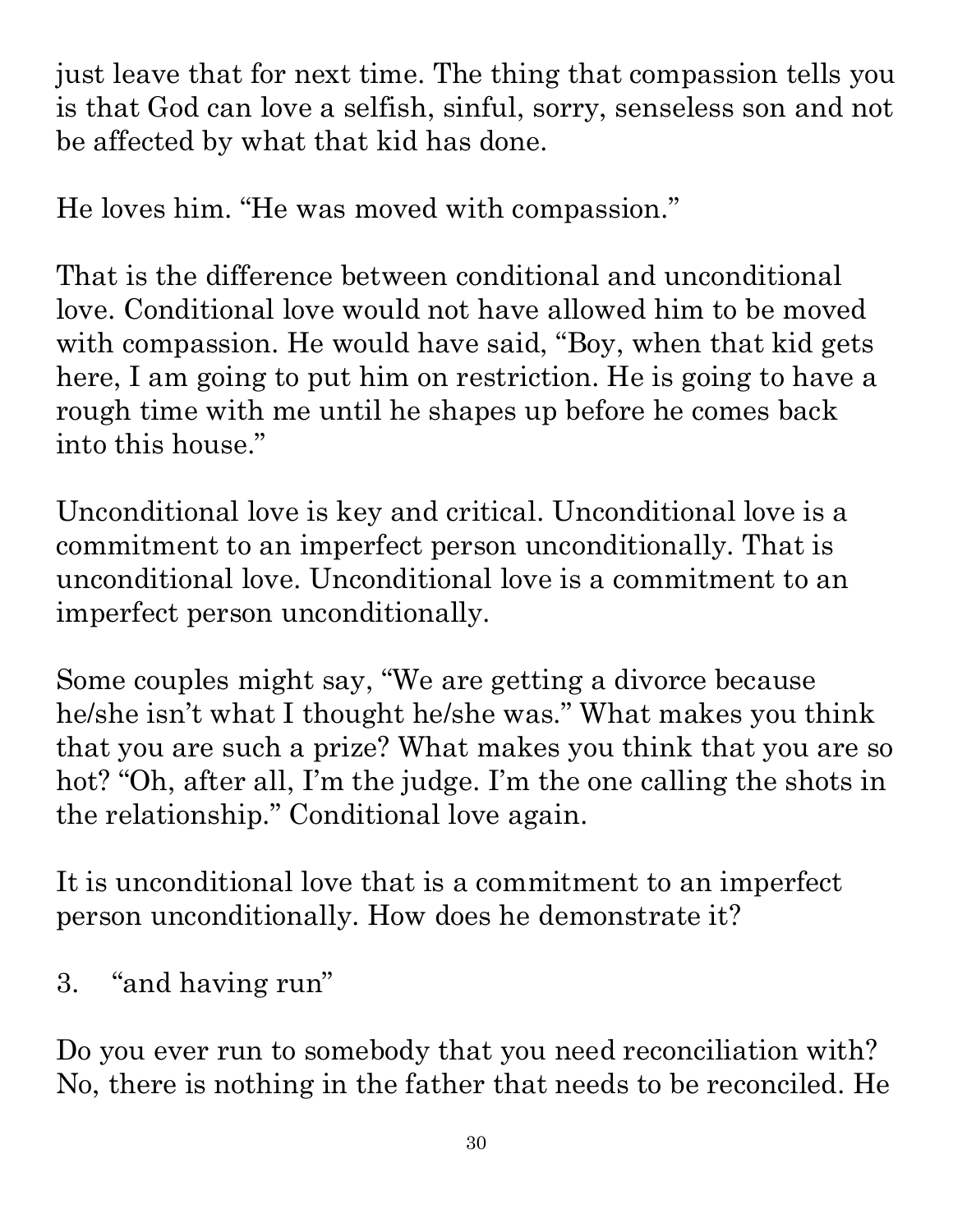just leave that for next time. The thing that compassion tells you is that God can love a selfish, sinful, sorry, senseless son and not be affected by what that kid has done.

He loves him. "He was moved with compassion."

That is the difference between conditional and unconditional love. Conditional love would not have allowed him to be moved with compassion. He would have said, "Boy, when that kid gets here, I am going to put him on restriction. He is going to have a rough time with me until he shapes up before he comes back into this house."

Unconditional love is key and critical. Unconditional love is a commitment to an imperfect person unconditionally. That is unconditional love. Unconditional love is a commitment to an imperfect person unconditionally.

Some couples might say, "We are getting a divorce because he/she isn't what I thought he/she was." What makes you think that you are such a prize? What makes you think that you are so hot? "Oh, after all, I'm the judge. I'm the one calling the shots in the relationship." Conditional love again.

It is unconditional love that is a commitment to an imperfect person unconditionally. How does he demonstrate it?

3. "and having run"

Do you ever run to somebody that you need reconciliation with? No, there is nothing in the father that needs to be reconciled. He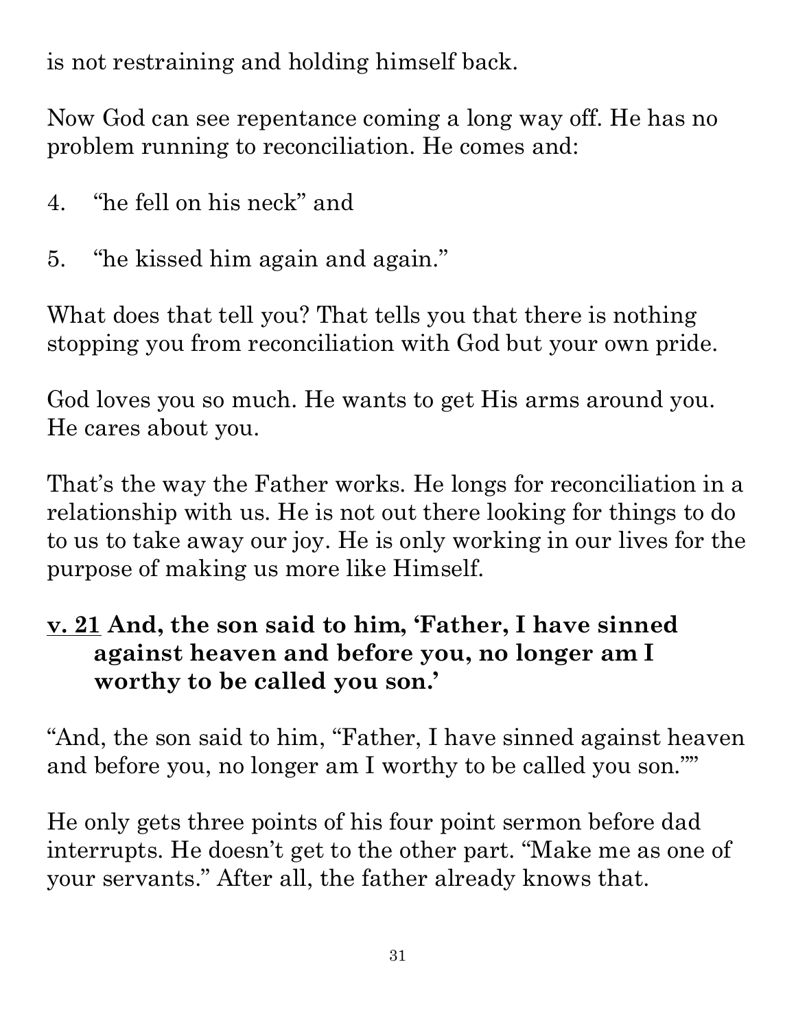is not restraining and holding himself back.

Now God can see repentance coming a long way off. He has no problem running to reconciliation. He comes and:

4. "he fell on his neck" and

5. "he kissed him again and again."

What does that tell you? That tells you that there is nothing stopping you from reconciliation with God but your own pride.

God loves you so much. He wants to get His arms around you. He cares about you.

That's the way the Father works. He longs for reconciliation in a relationship with us. He is not out there looking for things to do to us to take away our joy. He is only working in our lives for the purpose of making us more like Himself.

**<u>v. 21</u> And, the son said to him, 'Father, I have sinned against heaven and before you, no longer am I worthy to be called you son.'**

"And, the son said to him, "Father, I have sinned against heaven and before you, no longer am I worthy to be called you son.""

He only gets three points of his four point sermon before dad interrupts. He doesn't get to the other part. "Make me as one of your servants." After all, the father already knows that.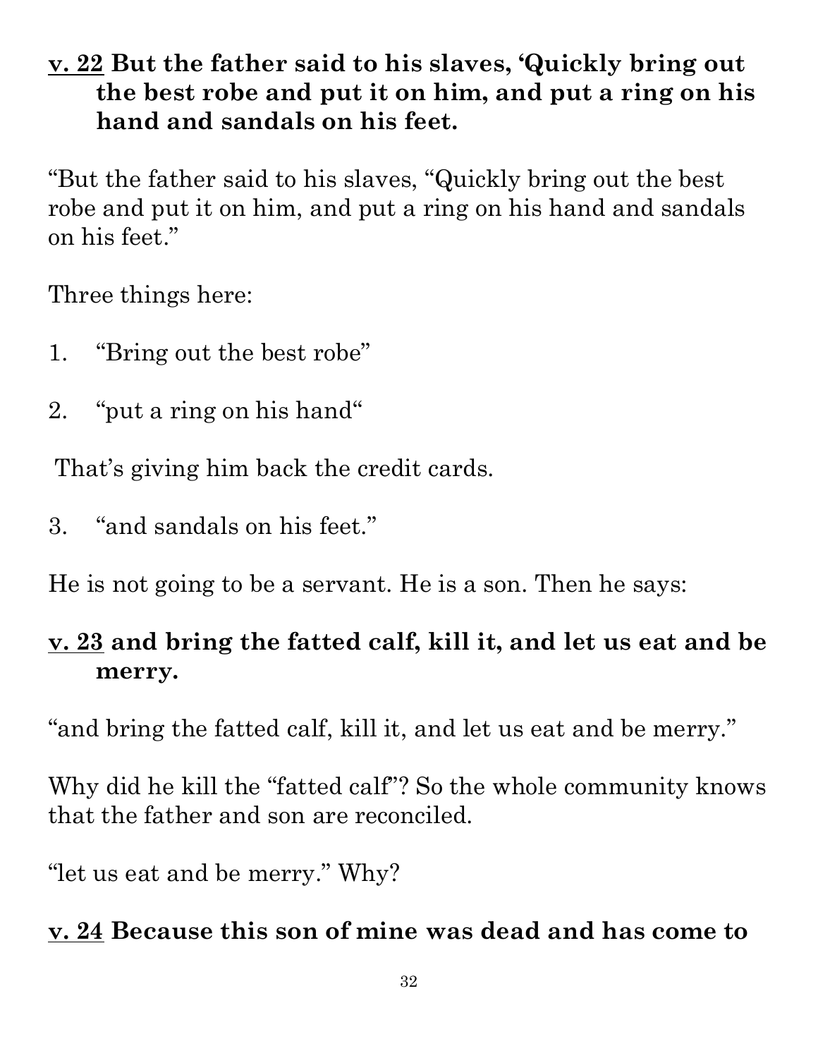**<u>v. 22</u> But the father said to his slaves, 'Quickly bring out the best robe and put it on him, and put a ring on his hand and sandals on his feet.**

"But the father said to his slaves, "Quickly bring out the best robe and put it on him, and put a ring on his hand and sandals on his feet."

Three things here:

1. "Bring out the best robe"

2. "put a ring on his hand"

That's giving him back the credit cards.

3. "and sandals on his feet."

He is not going to be a servant. He is a son. Then he says:

**<u>v. 23</u> and bring the fatted calf, kill it, and let us eat and be merry.**

"and bring the fatted calf, kill it, and let us eat and be merry."

Why did he kill the "fatted calf"? So the whole community knows that the father and son are reconciled.

"let us eat and be merry." Why?

**<u>v. 24</u> Because this son of mine was dead and has come to**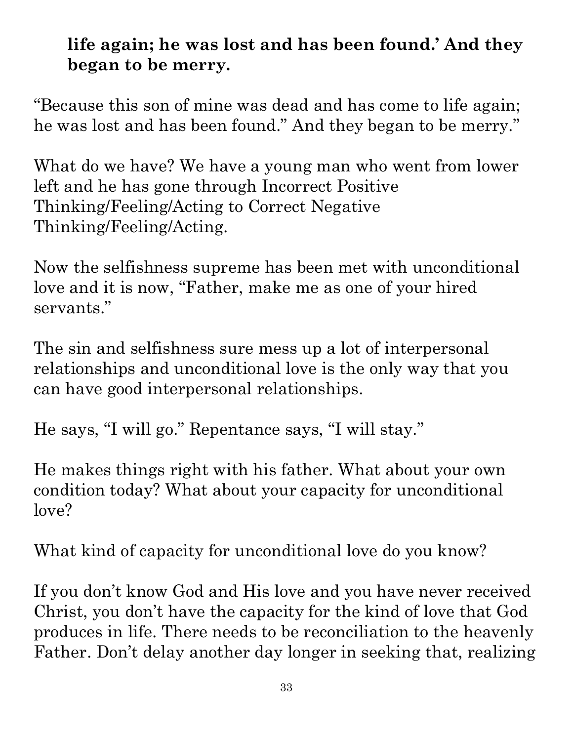**life again; he was lost and has been found.' And they began to be merry.**

"Because this son of mine was dead and has come to life again; he was lost and has been found." And they began to be merry."

What do we have? We have a young man who went from lower left and he has gone through Incorrect Positive Thinking/Feeling/Acting to Correct Negative Thinking/Feeling/Acting.

Now the selfishness supreme has been met with unconditional love and it is now, "Father, make me as one of your hired servants."

The sin and selfishness sure mess up a lot of interpersonal relationships and unconditional love is the only way that you can have good interpersonal relationships.

He says, "I will go." Repentance says, "I will stay."

He makes things right with his father. What about your own condition today? What about your capacity for unconditional love?

What kind of capacity for unconditional love do you know?

If you don't know God and His love and you have never received Christ, you don't have the capacity for the kind of love that God produces in life. There needs to be reconciliation to the heavenly Father. Don't delay another day longer in seeking that, realizing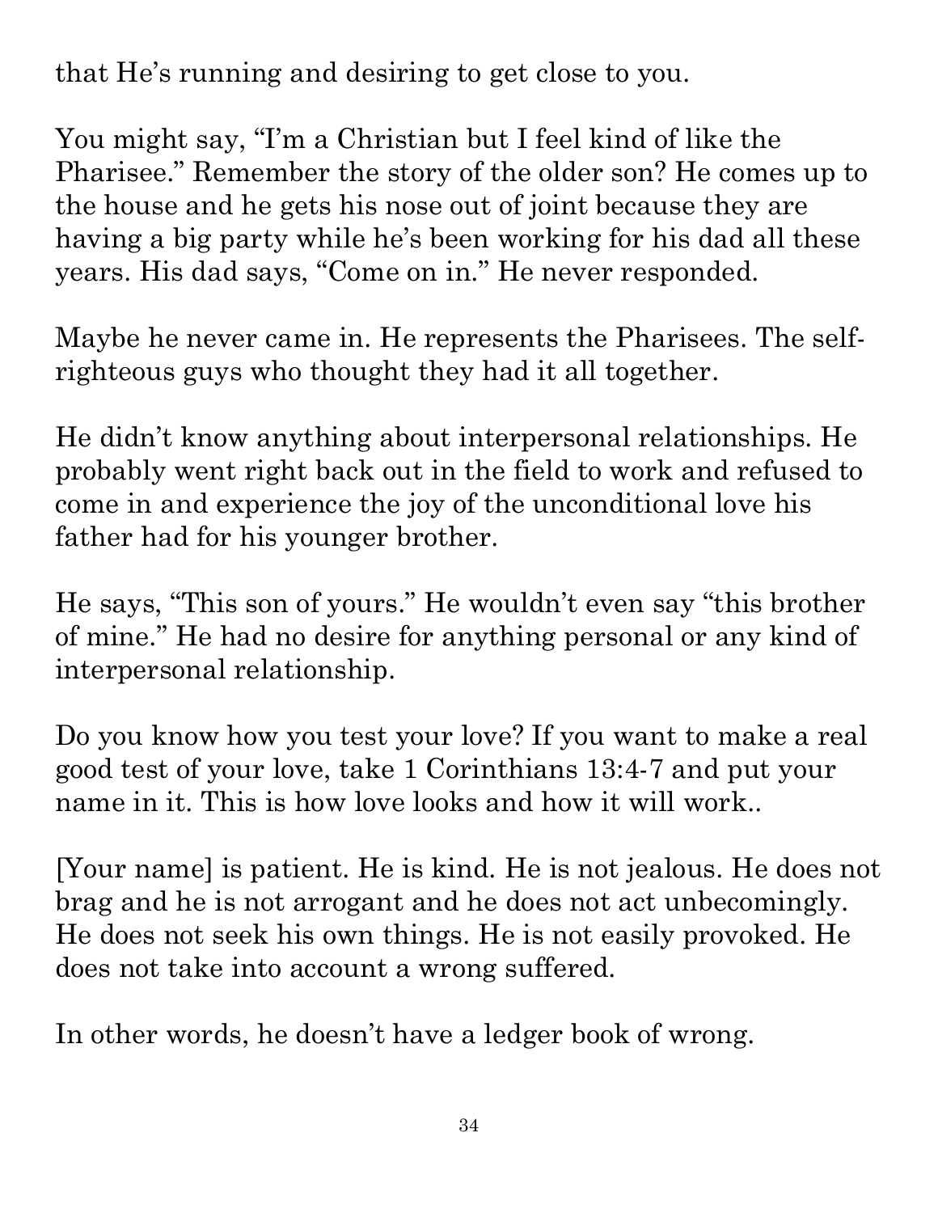that He's running and desiring to get close to you.

You might say, "I'm a Christian but I feel kind of like the Pharisee." Remember the story of the older son? He comes up to the house and he gets his nose out of joint because they are having a big party while he's been working for his dad all these years. His dad says, "Come on in." He never responded.

Maybe he never came in. He represents the Pharisees. The self-righteous guys who thought they had it all together.

He didn't know anything about interpersonal relationships. He probably went right back out in the field to work and refused to come in and experience the joy of the unconditional love his father had for his younger brother.

He says, "This son of yours." He wouldn't even say "this brother of mine." He had no desire for anything personal or any kind of interpersonal relationship.

Do you know how you test your love? If you want to make a real good test of your love, take 1 Corinthians 13:4-7 and put your name in it. This is how love looks and how it will work..

[Your name] is patient. He is kind. He is not jealous. He does not brag and he is not arrogant and he does not act unbecomingly. He does not seek his own things. He is not easily provoked. He does not take into account a wrong suffered.

In other words, he doesn't have a ledger book of wrong.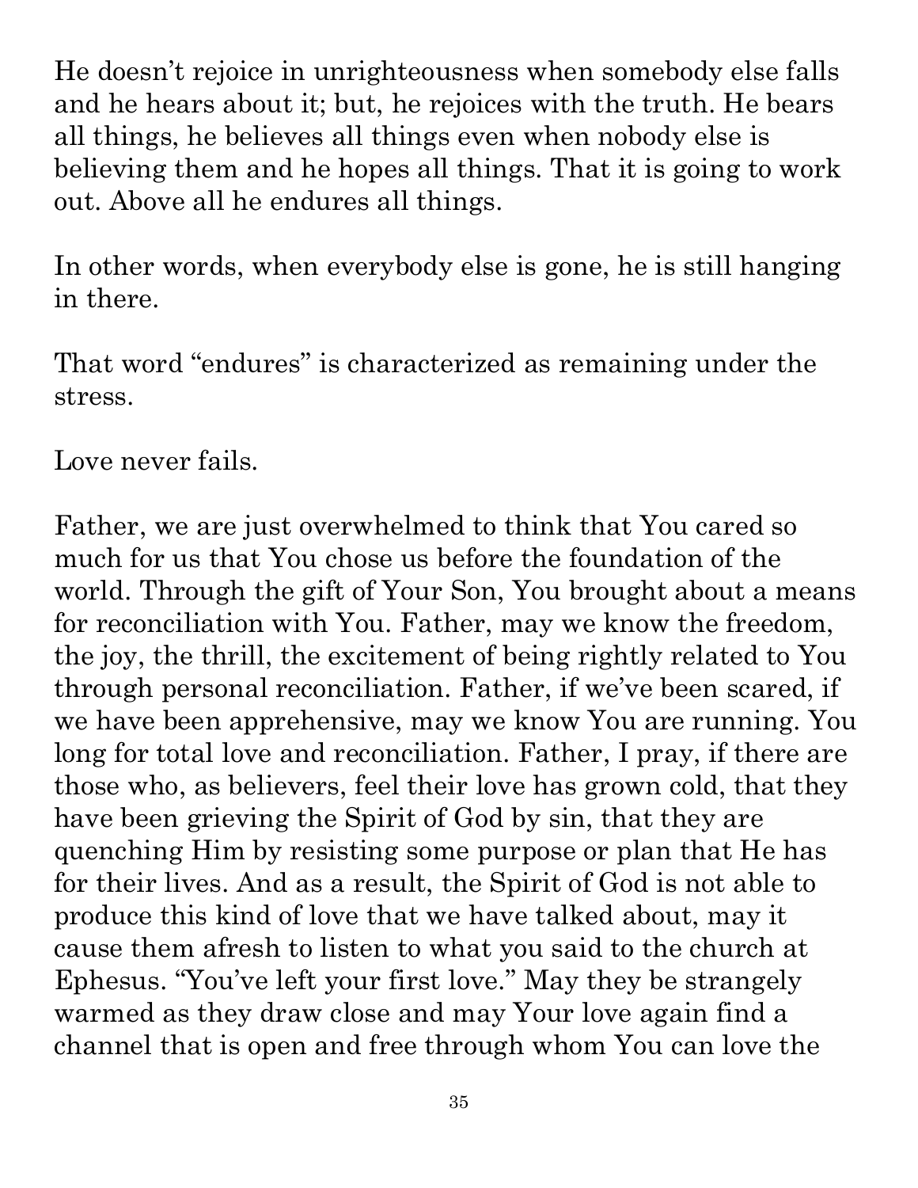He doesn't rejoice in unrighteousness when somebody else falls and he hears about it; but, he rejoices with the truth. He bears all things, he believes all things even when nobody else is believing them and he hopes all things. That it is going to work out. Above all he endures all things.

In other words, when everybody else is gone, he is still hanging in there.

That word "endures" is characterized as remaining under the stress.

Love never fails.

Father, we are just overwhelmed to think that You cared so much for us that You chose us before the foundation of the world. Through the gift of Your Son, You brought about a means for reconciliation with You. Father, may we know the freedom, the joy, the thrill, the excitement of being rightly related to You through personal reconciliation. Father, if we've been scared, if we have been apprehensive, may we know You are running. You long for total love and reconciliation. Father, I pray, if there are those who, as believers, feel their love has grown cold, that they have been grieving the Spirit of God by sin, that they are quenching Him by resisting some purpose or plan that He has for their lives. And as a result, the Spirit of God is not able to produce this kind of love that we have talked about, may it cause them afresh to listen to what you said to the church at Ephesus. "You've left your first love." May they be strangely warmed as they draw close and may Your love again find a channel that is open and free through whom You can love the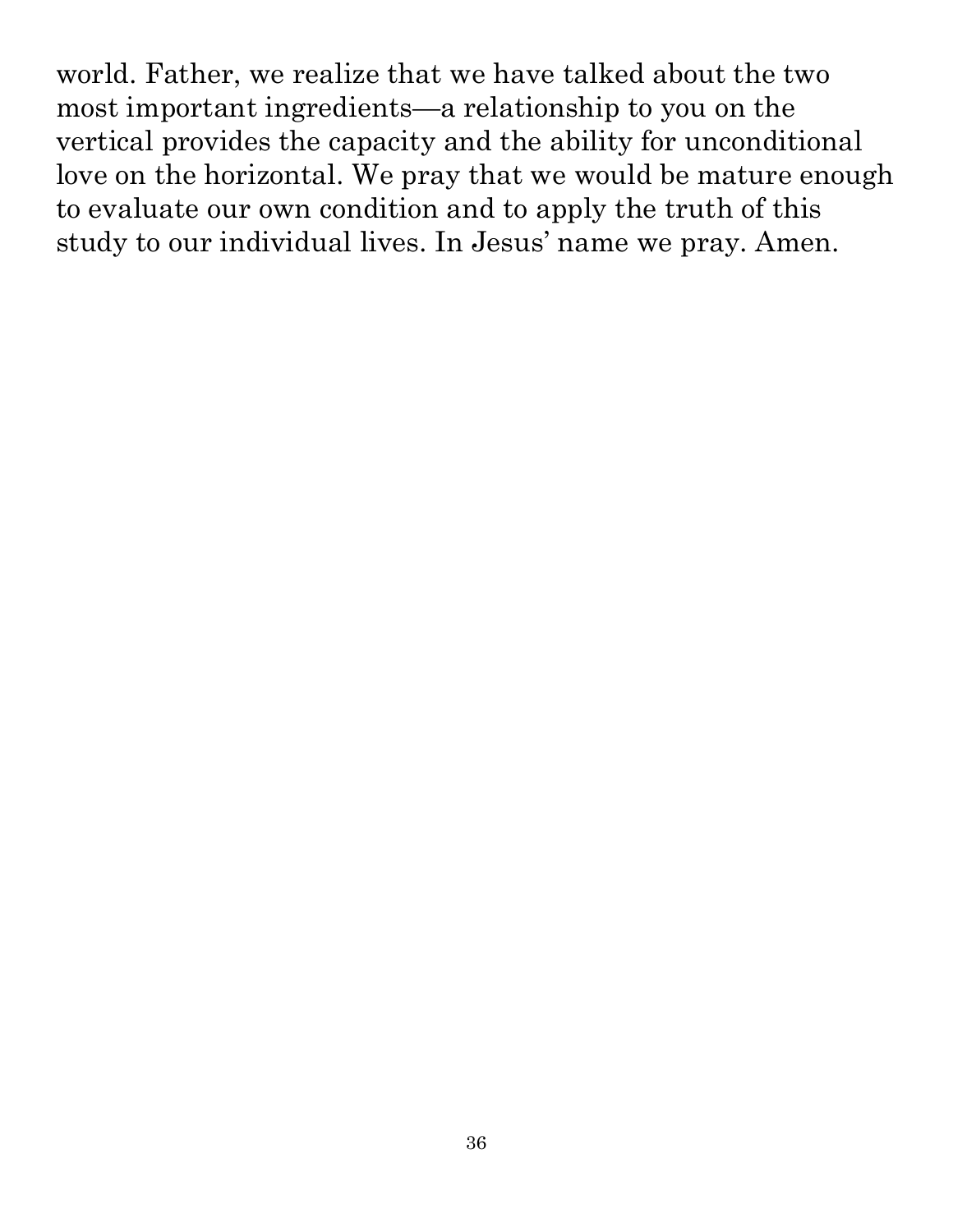world. Father, we realize that we have talked about the two most important ingredients—a relationship to you on the vertical provides the capacity and the ability for unconditional love on the horizontal. We pray that we would be mature enough to evaluate our own condition and to apply the truth of this study to our individual lives. In Jesus' name we pray. Amen.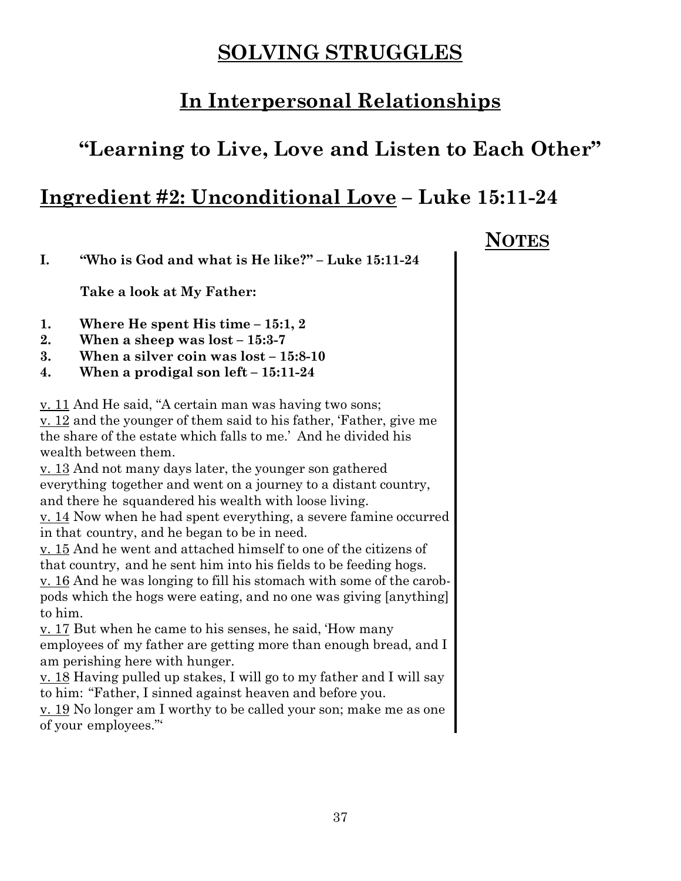# SOLVING STRUGGLES

## In Interpersonal Relationships

## "Learning to Live, Love and Listen to Each Other"

## Ingredient #2: Unconditional Love – Luke 15:11-24

**NOTES**

**I. "Who is God and what is He like?" – Luke 15:11-24**

**Take a look at My Father:**

1. **Where He spent His time – 15:1, 2**
2. **When a sheep was lost – 15:3-7**
3. **When a silver coin was lost – 15:8-10**
4. **When a prodigal son left – 15:11-24**

v. 11 And He said, "A certain man was having two sons;
v. 12 and the younger of them said to his father, 'Father, give me the share of the estate which falls to me.' And he divided his wealth between them.
v. 13 And not many days later, the younger son gathered everything together and went on a journey to a distant country, and there he squandered his wealth with loose living.
v. 14 Now when he had spent everything, a severe famine occurred in that country, and he began to be in need.
v. 15 And he went and attached himself to one of the citizens of that country, and he sent him into his fields to be feeding hogs.
v. 16 And he was longing to fill his stomach with some of the carob-pods which the hogs were eating, and no one was giving [anything] to him.
v. 17 But when he came to his senses, he said, 'How many employees of my father are getting more than enough bread, and I am perishing here with hunger.
v. 18 Having pulled up stakes, I will go to my father and I will say to him: "Father, I sinned against heaven and before you.
v. 19 No longer am I worthy to be called your son; make me as one of your employees."'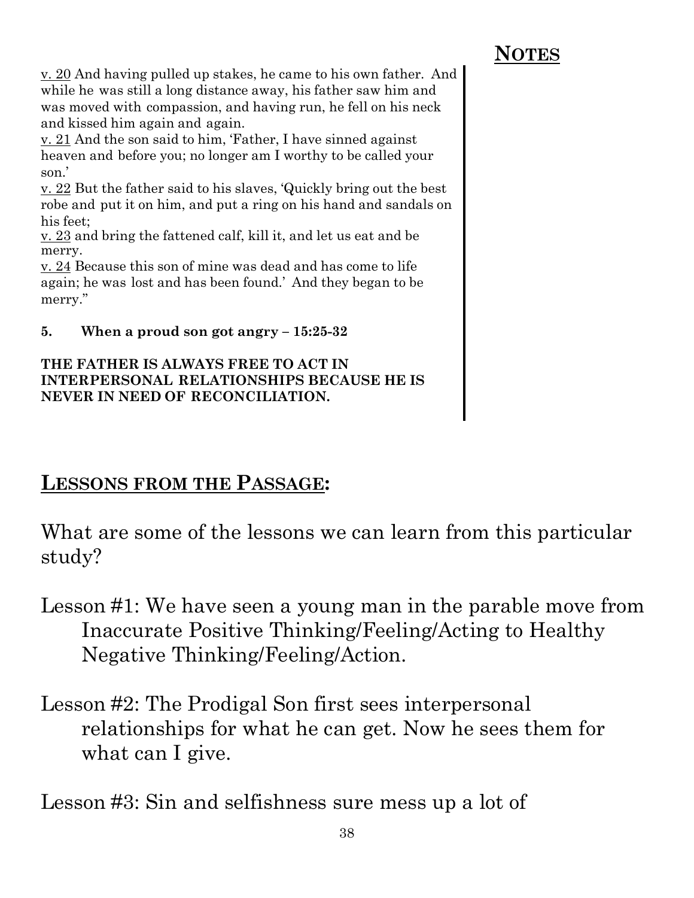## NOTES

<u>v. 20</u> And having pulled up stakes, he came to his own father. And while he was still a long distance away, his father saw him and was moved with compassion, and having run, he fell on his neck and kissed him again and again.
<u>v. 21</u> And the son said to him, 'Father, I have sinned against heaven and before you; no longer am I worthy to be called your son.'
<u>v. 22</u> But the father said to his slaves, 'Quickly bring out the best robe and put it on him, and put a ring on his hand and sandals on his feet;
<u>v. 23</u> and bring the fattened calf, kill it, and let us eat and be merry.
<u>v. 24</u> Because this son of mine was dead and has come to life again; he was lost and has been found.' And they began to be merry."

**5. When a proud son got angry – 15:25-32**

**THE FATHER IS ALWAYS FREE TO ACT IN INTERPERSONAL RELATIONSHIPS BECAUSE HE IS NEVER IN NEED OF RECONCILIATION.**

## <u>LESSONS FROM THE PASSAGE</u>:

What are some of the lessons we can learn from this particular study?

Lesson #1: We have seen a young man in the parable move from Inaccurate Positive Thinking/Feeling/Acting to Healthy Negative Thinking/Feeling/Action.

Lesson #2: The Prodigal Son first sees interpersonal relationships for what he can get. Now he sees them for what can I give.

Lesson #3: Sin and selfishness sure mess up a lot of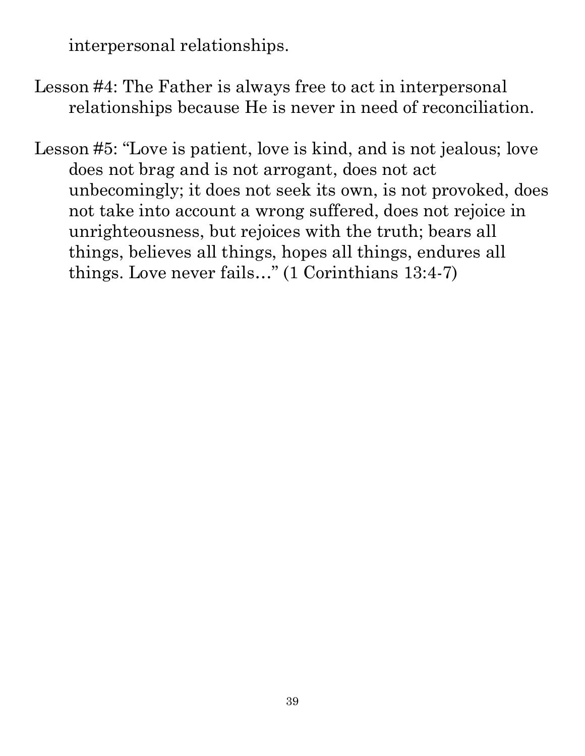interpersonal relationships.

Lesson #4: The Father is always free to act in interpersonal relationships because He is never in need of reconciliation.

Lesson #5: "Love is patient, love is kind, and is not jealous; love does not brag and is not arrogant, does not act unbecomingly; it does not seek its own, is not provoked, does not take into account a wrong suffered, does not rejoice in unrighteousness, but rejoices with the truth; bears all things, believes all things, hopes all things, endures all things. Love never fails…" (1 Corinthians 13:4-7)